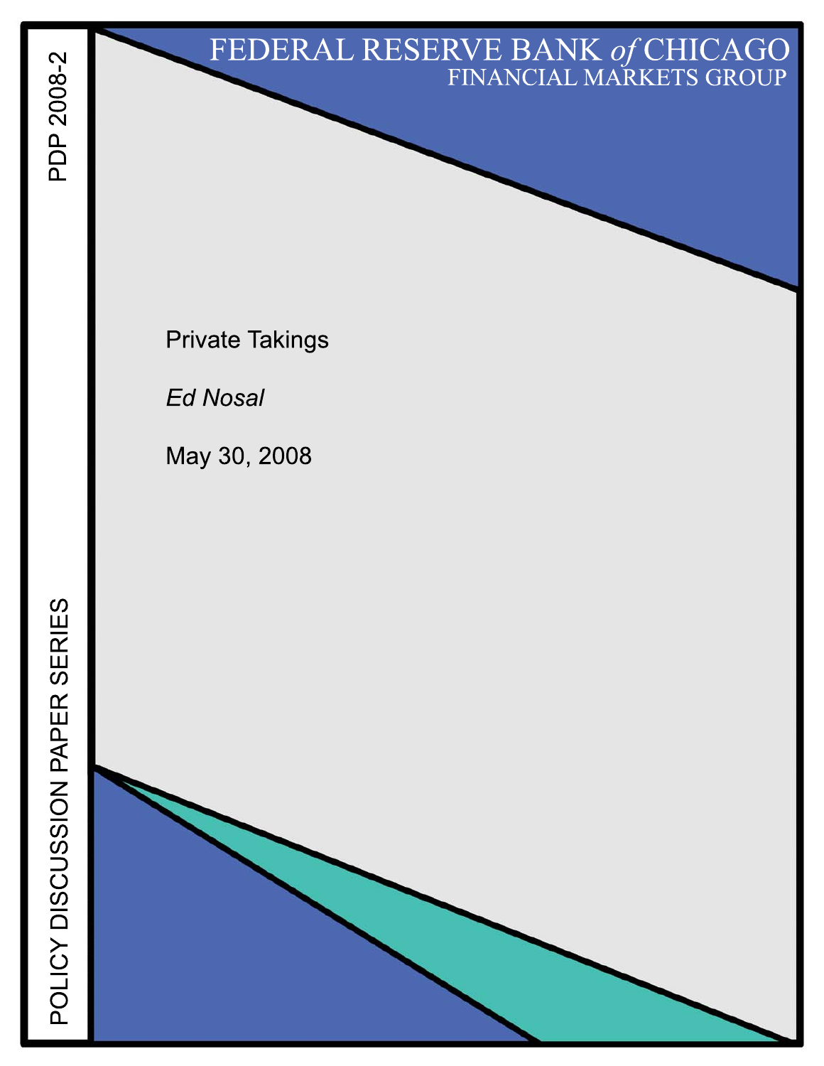FEDERAL RESERVE BANK *of* CHICAGO

FINANCIAL MARKETS GROUP

PDP 2008-2

# Private Takings

*Ed Nosal*

May 30, 2008

POLICY DISCUSSION PAPER SERIES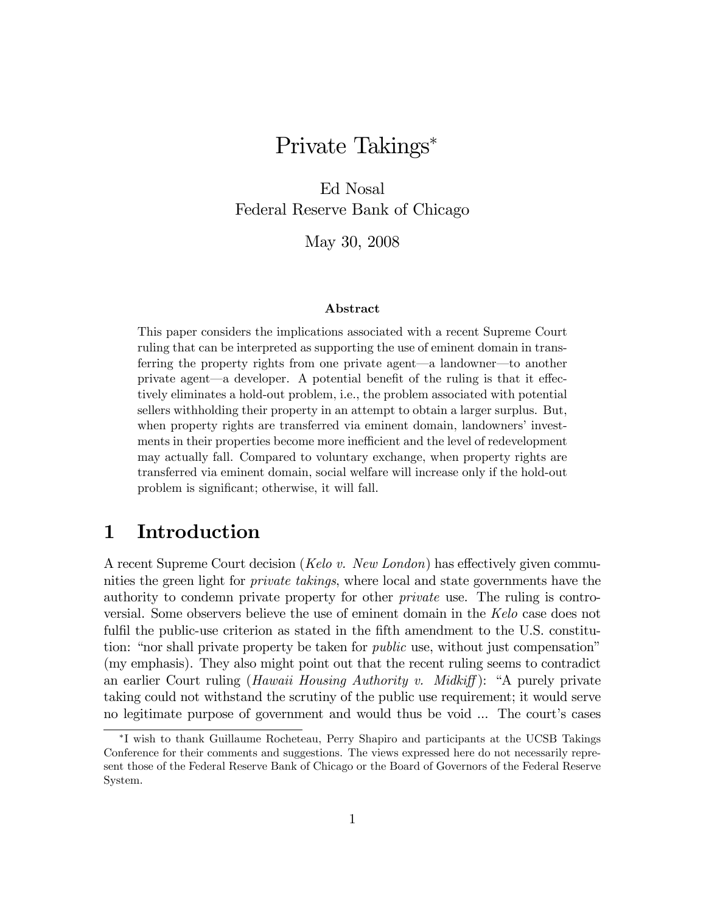# Private Takings*

Ed Nosal
Federal Reserve Bank of Chicago

May 30, 2008

**Abstract**

This paper considers the implications associated with a recent Supreme Court ruling that can be interpreted as supporting the use of eminent domain in transferring the property rights from one private agent—a landowner—to another private agent—a developer. A potential benefit of the ruling is that it effectively eliminates a hold-out problem, i.e., the problem associated with potential sellers withholding their property in an attempt to obtain a larger surplus. But, when property rights are transferred via eminent domain, landowners' investments in their properties become more inefficient and the level of redevelopment may actually fall. Compared to voluntary exchange, when property rights are transferred via eminent domain, social welfare will increase only if the hold-out problem is significant; otherwise, it will fall.

## 1 Introduction

A recent Supreme Court decision (*Kelo v. New London*) has effectively given communities the green light for *private takings*, where local and state governments have the authority to condemn private property for other *private* use. The ruling is controversial. Some observers believe the use of eminent domain in the *Kelo* case does not fulfil the public-use criterion as stated in the fifth amendment to the U.S. constitution: "nor shall private property be taken for *public* use, without just compensation" (my emphasis). They also might point out that the recent ruling seems to contradict an earlier Court ruling (*Hawaii Housing Authority v. Midkiff*): "A purely private taking could not withstand the scrutiny of the public use requirement; it would serve no legitimate purpose of government and would thus be void ... The court's cases

*I wish to thank Guillaume Rocheteau, Perry Shapiro and participants at the UCSB Takings Conference for their comments and suggestions. The views expressed here do not necessarily represent those of the Federal Reserve Bank of Chicago or the Board of Governors of the Federal Reserve System.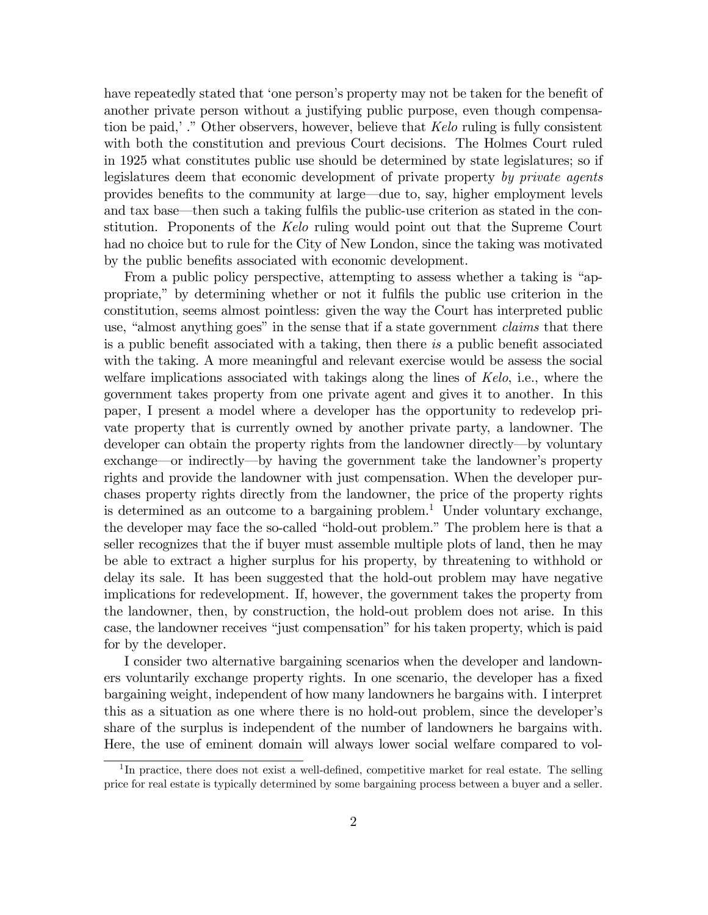have repeatedly stated that 'one person's property may not be taken for the benefit of another private person without a justifying public purpose, even though compensation be paid,' ." Other observers, however, believe that *Kelo* ruling is fully consistent with both the constitution and previous Court decisions. The Holmes Court ruled in 1925 what constitutes public use should be determined by state legislatures; so if legislatures deem that economic development of private property *by private agents* provides benefits to the community at large—due to, say, higher employment levels and tax base—then such a taking fulfils the public-use criterion as stated in the constitution. Proponents of the *Kelo* ruling would point out that the Supreme Court had no choice but to rule for the City of New London, since the taking was motivated by the public benefits associated with economic development.

From a public policy perspective, attempting to assess whether a taking is "appropriate," by determining whether or not it fulfils the public use criterion in the constitution, seems almost pointless: given the way the Court has interpreted public use, "almost anything goes" in the sense that if a state government *claims* that there is a public benefit associated with a taking, then there *is* a public benefit associated with the taking. A more meaningful and relevant exercise would be assess the social welfare implications associated with takings along the lines of *Kelo*, i.e., where the government takes property from one private agent and gives it to another. In this paper, I present a model where a developer has the opportunity to redevelop private property that is currently owned by another private party, a landowner. The developer can obtain the property rights from the landowner directly—by voluntary exchange—or indirectly—by having the government take the landowner's property rights and provide the landowner with just compensation. When the developer purchases property rights directly from the landowner, the price of the property rights is determined as an outcome to a bargaining problem.[1] Under voluntary exchange, the developer may face the so-called "hold-out problem." The problem here is that a seller recognizes that the if buyer must assemble multiple plots of land, then he may be able to extract a higher surplus for his property, by threatening to withhold or delay its sale. It has been suggested that the hold-out problem may have negative implications for redevelopment. If, however, the government takes the property from the landowner, then, by construction, the hold-out problem does not arise. In this case, the landowner receives "just compensation" for his taken property, which is paid for by the developer.

I consider two alternative bargaining scenarios when the developer and landowners voluntarily exchange property rights. In one scenario, the developer has a fixed bargaining weight, independent of how many landowners he bargains with. I interpret this as a situation as one where there is no hold-out problem, since the developer's share of the surplus is independent of the number of landowners he bargains with. Here, the use of eminent domain will always lower social welfare compared to vol-

[1] In practice, there does not exist a well-defined, competitive market for real estate. The selling price for real estate is typically determined by some bargaining process between a buyer and a seller.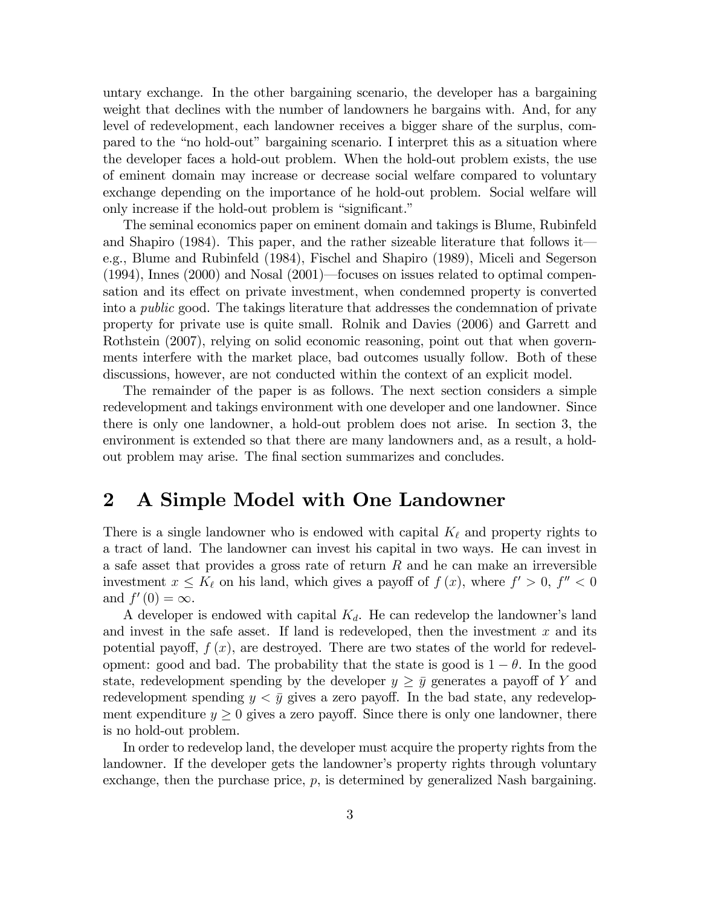untary exchange. In the other bargaining scenario, the developer has a bargaining weight that declines with the number of landowners he bargains with. And, for any level of redevelopment, each landowner receives a bigger share of the surplus, compared to the "no hold-out" bargaining scenario. I interpret this as a situation where the developer faces a hold-out problem. When the hold-out problem exists, the use of eminent domain may increase or decrease social welfare compared to voluntary exchange depending on the importance of he hold-out problem. Social welfare will only increase if the hold-out problem is "significant."

The seminal economics paper on eminent domain and takings is Blume, Rubinfeld and Shapiro (1984). This paper, and the rather sizeable literature that follows it—e.g., Blume and Rubinfeld (1984), Fischel and Shapiro (1989), Miceli and Segerson (1994), Innes (2000) and Nosal (2001)—focuses on issues related to optimal compensation and its effect on private investment, when condemned property is converted into a *public* good. The takings literature that addresses the condemnation of private property for private use is quite small. Rolnik and Davies (2006) and Garrett and Rothstein (2007), relying on solid economic reasoning, point out that when governments interfere with the market place, bad outcomes usually follow. Both of these discussions, however, are not conducted within the context of an explicit model.

The remainder of the paper is as follows. The next section considers a simple redevelopment and takings environment with one developer and one landowner. Since there is only one landowner, a hold-out problem does not arise. In section 3, the environment is extended so that there are many landowners and, as a result, a hold-out problem may arise. The final section summarizes and concludes.

## 2 A Simple Model with One Landowner

There is a single landowner who is endowed with capital $K_\ell$ and property rights to a tract of land. The landowner can invest his capital in two ways. He can invest in a safe asset that provides a gross rate of return $R$ and he can make an irreversible investment $x \leq K_\ell$ on his land, which gives a payoff of $f(x)$, where $f' > 0$, $f'' < 0$ and $f'(0) = \infty$.

A developer is endowed with capital $K_d$. He can redevelop the landowner's land and invest in the safe asset. If land is redeveloped, then the investment $x$ and its potential payoff, $f(x)$, are destroyed. There are two states of the world for redevelopment: good and bad. The probability that the state is good is $1-\theta$. In the good state, redevelopment spending by the developer $y \geq \bar{y}$ generates a payoff of $Y$ and redevelopment spending $y < \bar{y}$ gives a zero payoff. In the bad state, any redevelopment expenditure $y \geq 0$ gives a zero payoff. Since there is only one landowner, there is no hold-out problem.

In order to redevelop land, the developer must acquire the property rights from the landowner. If the developer gets the landowner's property rights through voluntary exchange, then the purchase price, $p$, is determined by generalized Nash bargaining.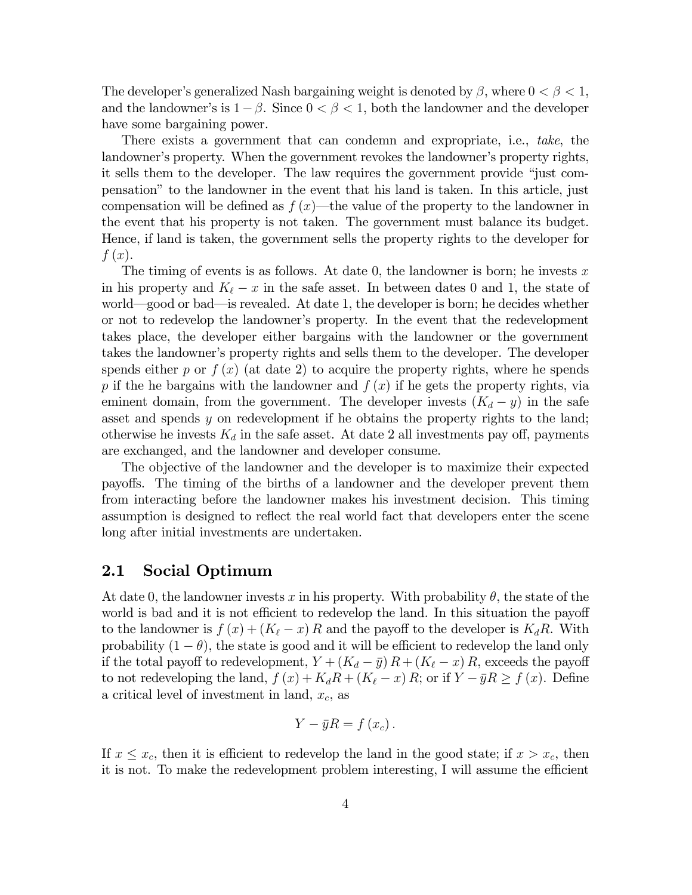The developer's generalized Nash bargaining weight is denoted by $\beta$, where $0 < \beta < 1$, and the landowner's is $1 - \beta$. Since $0 < \beta < 1$, both the landowner and the developer have some bargaining power.

There exists a government that can condemn and expropriate, i.e., *take*, the landowner's property. When the government revokes the landowner's property rights, it sells them to the developer. The law requires the government provide "just compensation" to the landowner in the event that his land is taken. In this article, just compensation will be defined as $f(x)$—the value of the property to the landowner in the event that his property is not taken. The government must balance its budget. Hence, if land is taken, the government sells the property rights to the developer for $f(x)$.

The timing of events is as follows. At date 0, the landowner is born; he invests $x$ in his property and $K_\ell - x$ in the safe asset. In between dates 0 and 1, the state of world—good or bad—is revealed. At date 1, the developer is born; he decides whether or not to redevelop the landowner's property. In the event that the redevelopment takes place, the developer either bargains with the landowner or the government takes the landowner's property rights and sells them to the developer. The developer spends either $p$ or $f(x)$ (at date 2) to acquire the property rights, where he spends $p$ if the he bargains with the landowner and $f(x)$ if he gets the property rights, via eminent domain, from the government. The developer invests $(K_d - y)$ in the safe asset and spends $y$ on redevelopment if he obtains the property rights to the land; otherwise he invests $K_d$ in the safe asset. At date 2 all investments pay off, payments are exchanged, and the landowner and developer consume.

The objective of the landowner and the developer is to maximize their expected payoffs. The timing of the births of a landowner and the developer prevent them from interacting before the landowner makes his investment decision. This timing assumption is designed to reflect the real world fact that developers enter the scene long after initial investments are undertaken.

## 2.1 Social Optimum

At date 0, the landowner invests $x$ in his property. With probability $\theta$, the state of the world is bad and it is not efficient to redevelop the land. In this situation the payoff to the landowner is $f(x) + (K_\ell - x) R$ and the payoff to the developer is $K_d R$. With probability $(1 - \theta)$, the state is good and it will be efficient to redevelop the land only if the total payoff to redevelopment, $Y + (K_d - \bar{y}) R + (K_\ell - x) R$, exceeds the payoff to not redeveloping the land, $f(x) + K_d R + (K_\ell - x) R$; or if $Y - \bar{y} R \geq f(x)$. Define a critical level of investment in land, $x_c$, as

$$Y - \bar{y} R = f(x_c).$$

If $x \leq x_c$, then it is efficient to redevelop the land in the good state; if $x > x_c$, then it is not. To make the redevelopment problem interesting, I will assume the efficient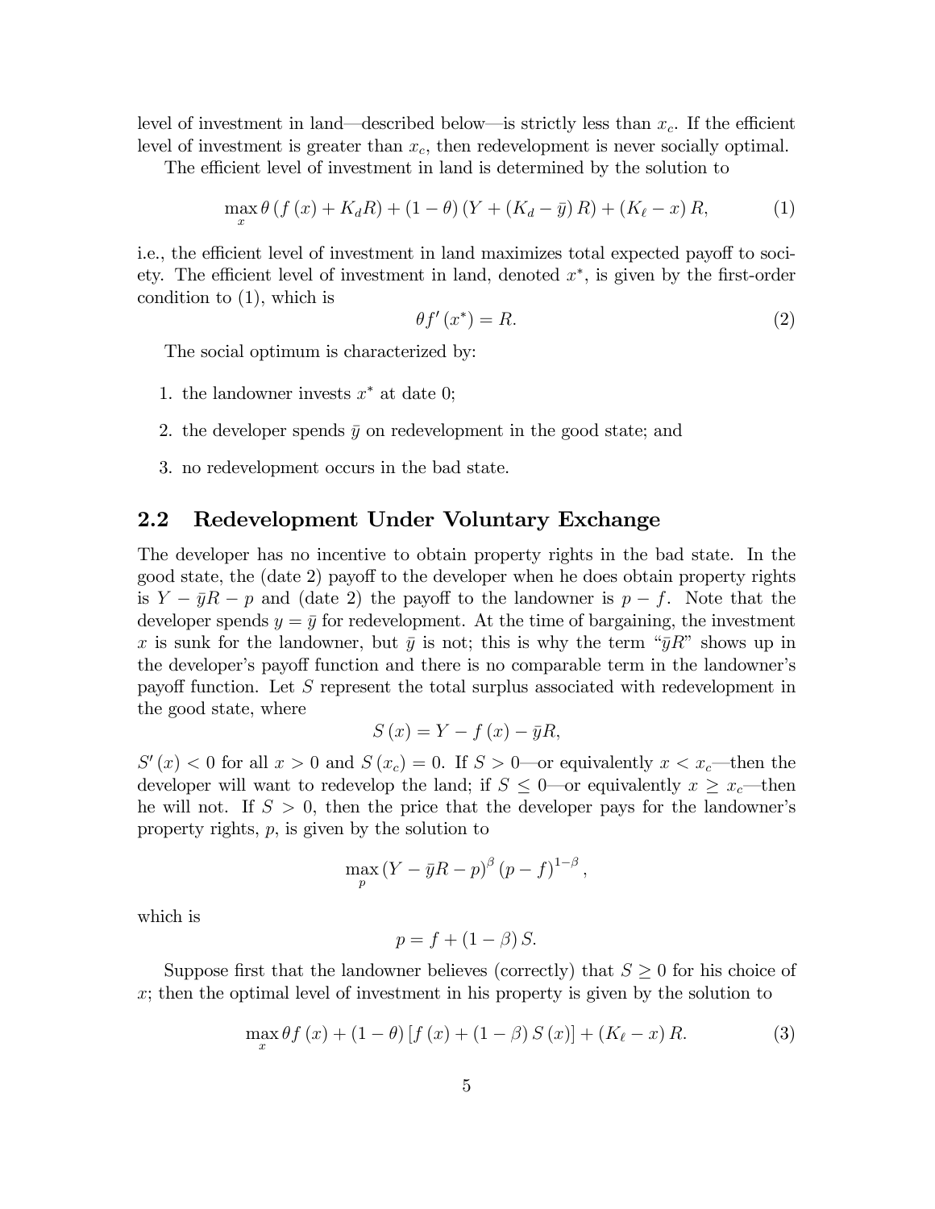level of investment in land—described below—is strictly less than $x_c$. If the efficient level of investment is greater than $x_c$, then redevelopment is never socially optimal.

The efficient level of investment in land is determined by the solution to

$$\max_x \theta \left( f(x) + K_d R \right) + (1-\theta)\left( Y + (K_d - \bar{y}) R \right) + (K_\ell - x) R, \tag{1}$$

i.e., the efficient level of investment in land maximizes total expected payoff to society. The efficient level of investment in land, denoted $x^*$, is given by the first-order condition to (1), which is

$$\theta f'(x^*) = R. \tag{2}$$

The social optimum is characterized by:

1. the landowner invests $x^*$ at date 0;
2. the developer spends $\bar{y}$ on redevelopment in the good state; and
3. no redevelopment occurs in the bad state.

## 2.2 Redevelopment Under Voluntary Exchange

The developer has no incentive to obtain property rights in the bad state. In the good state, the (date 2) payoff to the developer when he does obtain property rights is $Y - \bar{y}R - p$ and (date 2) the payoff to the landowner is $p - f$. Note that the developer spends $y = \bar{y}$ for redevelopment. At the time of bargaining, the investment $x$ is sunk for the landowner, but $\bar{y}$ is not; this is why the term "$\bar{y}R$" shows up in the developer's payoff function and there is no comparable term in the landowner's payoff function. Let $S$ represent the total surplus associated with redevelopment in the good state, where

$$S(x) = Y - f(x) - \bar{y}R,$$

$S'(x) < 0$ for all $x > 0$ and $S(x_c) = 0$. If $S > 0$—or equivalently $x < x_c$—then the developer will want to redevelop the land; if $S \leq 0$—or equivalently $x \geq x_c$—then he will not. If $S > 0$, then the price that the developer pays for the landowner's property rights, $p$, is given by the solution to

$$\max_p \left( Y - \bar{y}R - p \right)^{\beta} (p - f)^{1-\beta},$$

which is

$$p = f + (1-\beta) S.$$

Suppose first that the landowner believes (correctly) that $S \geq 0$ for his choice of $x$; then the optimal level of investment in his property is given by the solution to

$$\max_x \theta f(x) + (1-\theta)\left[ f(x) + (1-\beta) S(x) \right] + (K_\ell - x) R. \tag{3}$$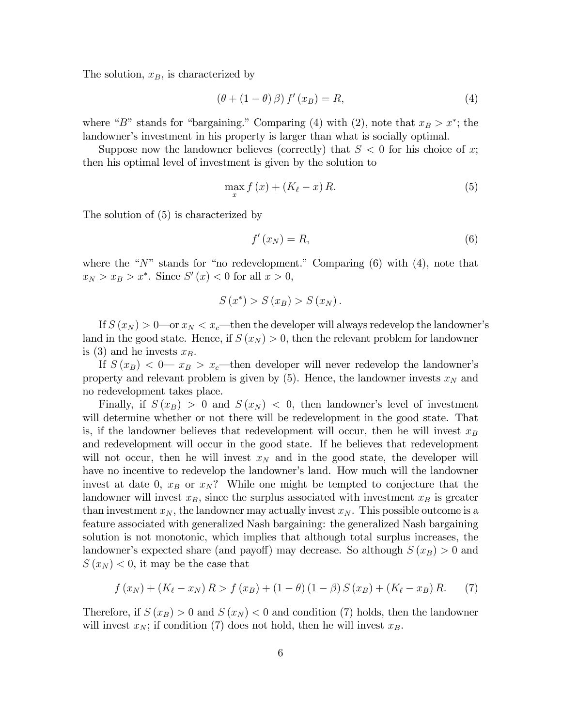The solution, $x_B$, is characterized by

$$(\theta + (1 - \theta)\beta) f'(x_B) = R, \tag{4}$$

where "$B$" stands for "bargaining." Comparing (4) with (2), note that $x_B > x^*$; the landowner's investment in his property is larger than what is socially optimal.

Suppose now the landowner believes (correctly) that $S < 0$ for his choice of $x$; then his optimal level of investment is given by the solution to

$$\max_x f(x) + (K_\ell - x) R. \tag{5}$$

The solution of (5) is characterized by

$$f'(x_N) = R, \tag{6}$$

where the "$N$" stands for "no redevelopment." Comparing (6) with (4), note that $x_N > x_B > x^*$. Since $S'(x) < 0$ for all $x > 0$,

$$S(x^*) > S(x_B) > S(x_N).$$

If $S(x_N) > 0$—or $x_N < x_c$—then the developer will always redevelop the landowner's land in the good state. Hence, if $S(x_N) > 0$, then the relevant problem for landowner is (3) and he invests $x_B$.

If $S(x_B) < 0$— $x_B > x_c$—then developer will never redevelop the landowner's property and relevant problem is given by (5). Hence, the landowner invests $x_N$ and no redevelopment takes place.

Finally, if $S(x_B) > 0$ and $S(x_N) < 0$, then landowner's level of investment will determine whether or not there will be redevelopment in the good state. That is, if the landowner believes that redevelopment will occur, then he will invest $x_B$ and redevelopment will occur in the good state. If he believes that redevelopment will not occur, then he will invest $x_N$ and in the good state, the developer will have no incentive to redevelop the landowner's land. How much will the landowner invest at date 0, $x_B$ or $x_N$? While one might be tempted to conjecture that the landowner will invest $x_B$, since the surplus associated with investment $x_B$ is greater than investment $x_N$, the landowner may actually invest $x_N$. This possible outcome is a feature associated with generalized Nash bargaining: the generalized Nash bargaining solution is not monotonic, which implies that although total surplus increases, the landowner's expected share (and payoff) may decrease. So although $S(x_B) > 0$ and $S(x_N) < 0$, it may be the case that

$$f(x_N) + (K_\ell - x_N) R > f(x_B) + (1 - \theta)(1 - \beta) S(x_B) + (K_\ell - x_B) R. \tag{7}$$

Therefore, if $S(x_B) > 0$ and $S(x_N) < 0$ and condition (7) holds, then the landowner will invest $x_N$; if condition (7) does not hold, then he will invest $x_B$.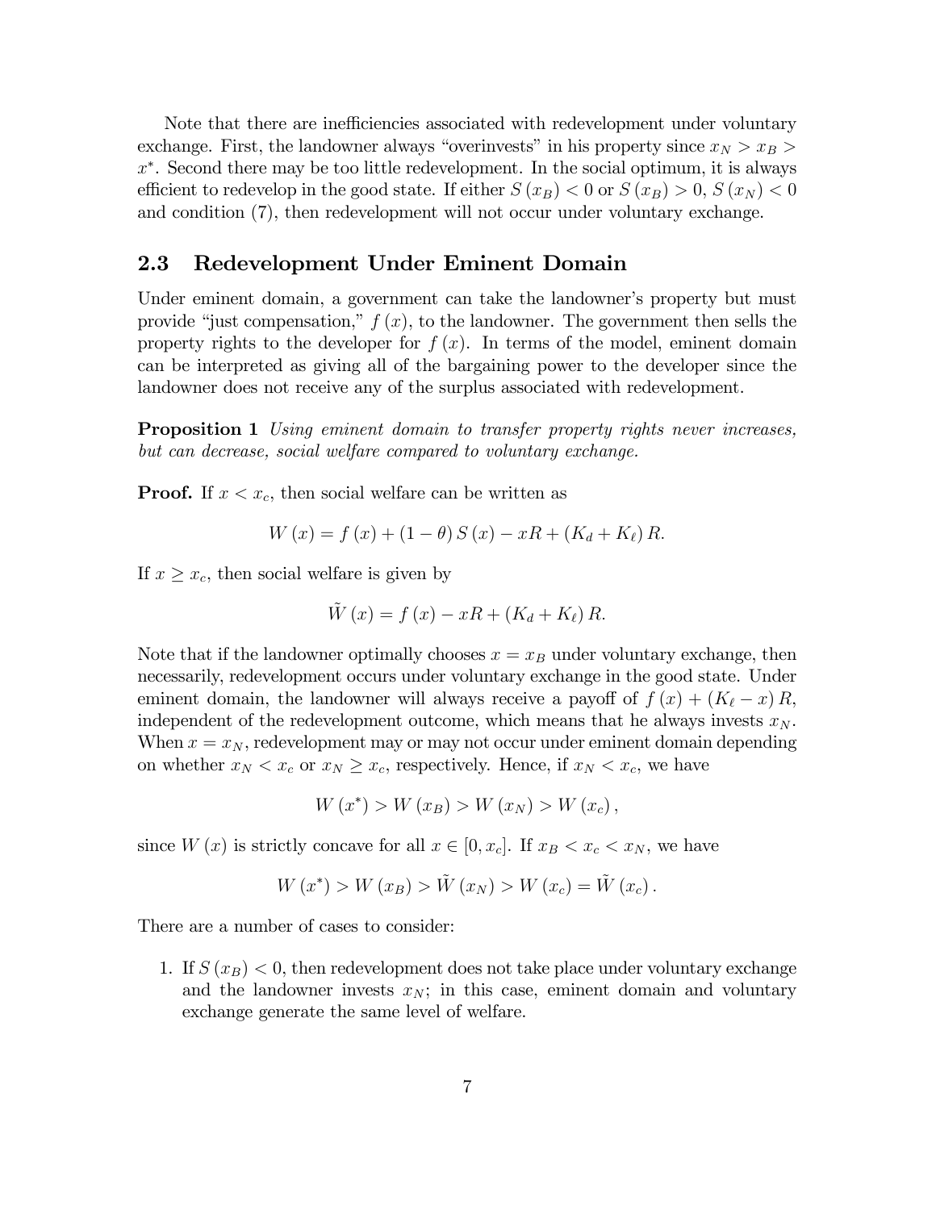Note that there are inefficiencies associated with redevelopment under voluntary exchange. First, the landowner always "overinvests" in his property since $x_N > x_B > x^*$. Second there may be too little redevelopment. In the social optimum, it is always efficient to redevelop in the good state. If either $S(x_B) < 0$ or $S(x_B) > 0$, $S(x_N) < 0$ and condition (7), then redevelopment will not occur under voluntary exchange.

## 2.3 Redevelopment Under Eminent Domain

Under eminent domain, a government can take the landowner's property but must provide "just compensation," $f(x)$, to the landowner. The government then sells the property rights to the developer for $f(x)$. In terms of the model, eminent domain can be interpreted as giving all of the bargaining power to the developer since the landowner does not receive any of the surplus associated with redevelopment.

**Proposition 1** *Using eminent domain to transfer property rights never increases, but can decrease, social welfare compared to voluntary exchange.*

**Proof.** If $x < x_c$, then social welfare can be written as

$$W(x) = f(x) + (1 - \theta) S(x) - xR + (K_d + K_\ell) R.$$

If $x \geq x_c$, then social welfare is given by

$$\tilde{W}(x) = f(x) - xR + (K_d + K_\ell) R.$$

Note that if the landowner optimally chooses $x = x_B$ under voluntary exchange, then necessarily, redevelopment occurs under voluntary exchange in the good state. Under eminent domain, the landowner will always receive a payoff of $f(x) + (K_\ell - x) R$, independent of the redevelopment outcome, which means that he always invests $x_N$. When $x = x_N$, redevelopment may or may not occur under eminent domain depending on whether $x_N < x_c$ or $x_N \geq x_c$, respectively. Hence, if $x_N < x_c$, we have

$$W(x^*) > W(x_B) > W(x_N) > W(x_c),$$

since $W(x)$ is strictly concave for all $x \in [0, x_c]$. If $x_B < x_c < x_N$, we have

$$W(x^*) > W(x_B) > \tilde{W}(x_N) > W(x_c) = \tilde{W}(x_c).$$

There are a number of cases to consider:

1. If $S(x_B) < 0$, then redevelopment does not take place under voluntary exchange and the landowner invests $x_N$; in this case, eminent domain and voluntary exchange generate the same level of welfare.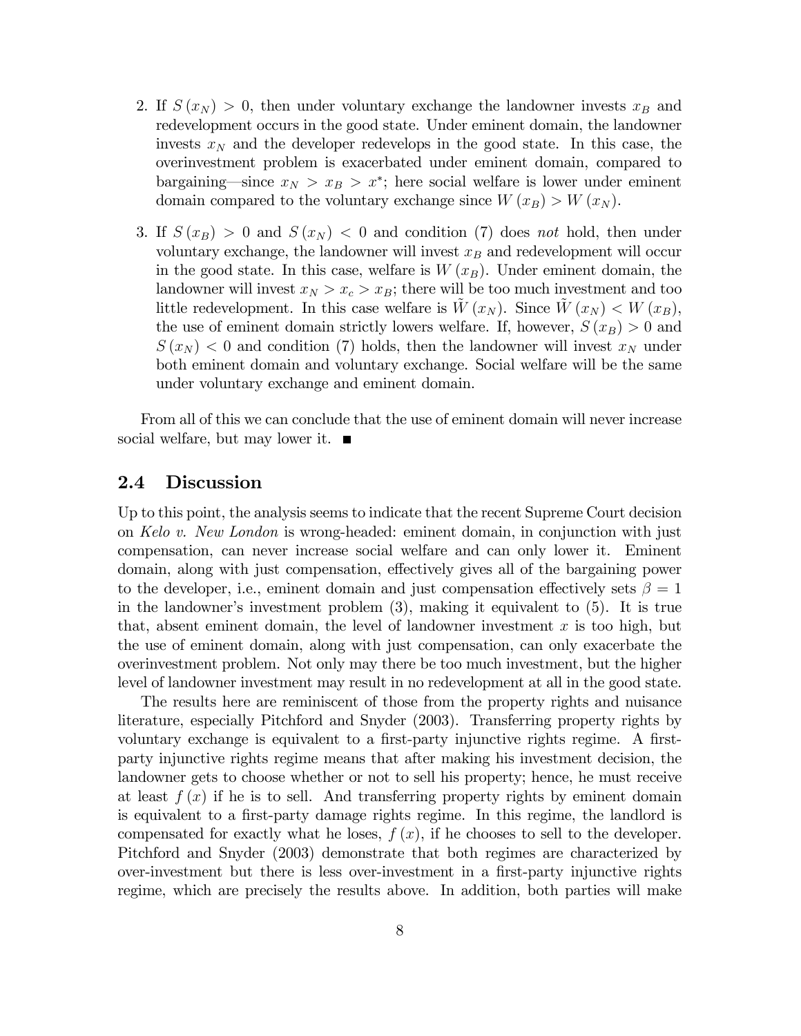2. If $S(x_N) > 0$, then under voluntary exchange the landowner invests $x_B$ and redevelopment occurs in the good state. Under eminent domain, the landowner invests $x_N$ and the developer redevelops in the good state. In this case, the overinvestment problem is exacerbated under eminent domain, compared to bargaining—since $x_N > x_B > x^*$; here social welfare is lower under eminent domain compared to the voluntary exchange since $W(x_B) > W(x_N)$.

3. If $S(x_B) > 0$ and $S(x_N) < 0$ and condition (7) does *not* hold, then under voluntary exchange, the landowner will invest $x_B$ and redevelopment will occur in the good state. In this case, welfare is $W(x_B)$. Under eminent domain, the landowner will invest $x_N > x_c > x_B$; there will be too much investment and too little redevelopment. In this case welfare is $\tilde{W}(x_N)$. Since $\tilde{W}(x_N) < W(x_B)$, the use of eminent domain strictly lowers welfare. If, however, $S(x_B) > 0$ and $S(x_N) < 0$ and condition (7) holds, then the landowner will invest $x_N$ under both eminent domain and voluntary exchange. Social welfare will be the same under voluntary exchange and eminent domain.

From all of this we can conclude that the use of eminent domain will never increase social welfare, but may lower it. ■

## 2.4 Discussion

Up to this point, the analysis seems to indicate that the recent Supreme Court decision on *Kelo v. New London* is wrong-headed: eminent domain, in conjunction with just compensation, can never increase social welfare and can only lower it. Eminent domain, along with just compensation, effectively gives all of the bargaining power to the developer, i.e., eminent domain and just compensation effectively sets $\beta = 1$ in the landowner's investment problem (3), making it equivalent to (5). It is true that, absent eminent domain, the level of landowner investment $x$ is too high, but the use of eminent domain, along with just compensation, can only exacerbate the overinvestment problem. Not only may there be too much investment, but the higher level of landowner investment may result in no redevelopment at all in the good state.

The results here are reminiscent of those from the property rights and nuisance literature, especially Pitchford and Snyder (2003). Transferring property rights by voluntary exchange is equivalent to a first-party injunctive rights regime. A first-party injunctive rights regime means that after making his investment decision, the landowner gets to choose whether or not to sell his property; hence, he must receive at least $f(x)$ if he is to sell. And transferring property rights by eminent domain is equivalent to a first-party damage rights regime. In this regime, the landlord is compensated for exactly what he loses, $f(x)$, if he chooses to sell to the developer. Pitchford and Snyder (2003) demonstrate that both regimes are characterized by over-investment but there is less over-investment in a first-party injunctive rights regime, which are precisely the results above. In addition, both parties will make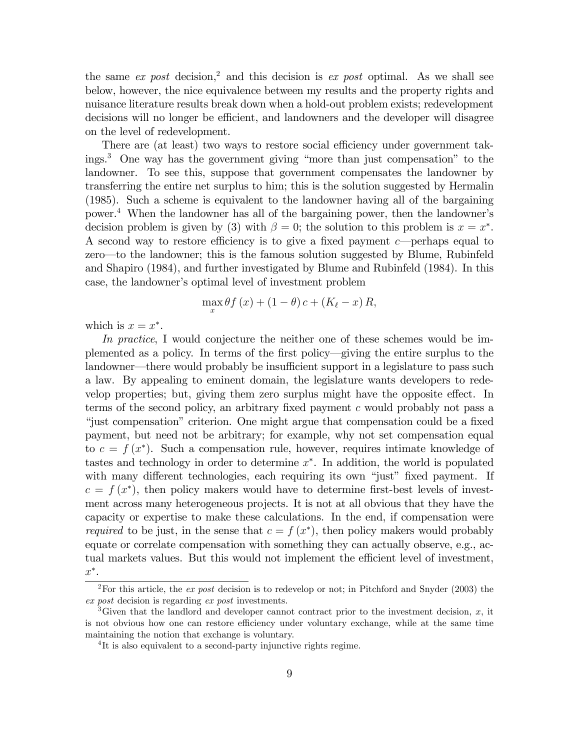the same *ex post* decision,[2] and this decision is *ex post* optimal. As we shall see below, however, the nice equivalence between my results and the property rights and nuisance literature results break down when a hold-out problem exists; redevelopment decisions will no longer be efficient, and landowners and the developer will disagree on the level of redevelopment.

There are (at least) two ways to restore social efficiency under government takings.[3] One way has the government giving "more than just compensation" to the landowner. To see this, suppose that government compensates the landowner by transferring the entire net surplus to him; this is the solution suggested by Hermalin (1985). Such a scheme is equivalent to the landowner having all of the bargaining power.[4] When the landowner has all of the bargaining power, then the landowner's decision problem is given by (3) with $\beta = 0$; the solution to this problem is $x = x^*$. A second way to restore efficiency is to give a fixed payment $c$—perhaps equal to zero—to the landowner; this is the famous solution suggested by Blume, Rubinfeld and Shapiro (1984), and further investigated by Blume and Rubinfeld (1984). In this case, the landowner's optimal level of investment problem

$$\max_{x} \theta f(x) + (1 - \theta) c + (K_\ell - x) R,$$

which is $x = x^*$.

*In practice*, I would conjecture the neither one of these schemes would be implemented as a policy. In terms of the first policy—giving the entire surplus to the landowner—there would probably be insufficient support in a legislature to pass such a law. By appealing to eminent domain, the legislature wants developers to redevelop properties; but, giving them zero surplus might have the opposite effect. In terms of the second policy, an arbitrary fixed payment $c$ would probably not pass a "just compensation" criterion. One might argue that compensation could be a fixed payment, but need not be arbitrary; for example, why not set compensation equal to $c = f(x^*)$. Such a compensation rule, however, requires intimate knowledge of tastes and technology in order to determine $x^*$. In addition, the world is populated with many different technologies, each requiring its own "just" fixed payment. If $c = f(x^*)$, then policy makers would have to determine first-best levels of investment across many heterogeneous projects. It is not at all obvious that they have the capacity or expertise to make these calculations. In the end, if compensation were *required* to be just, in the sense that $c = f(x^*)$, then policy makers would probably equate or correlate compensation with something they can actually observe, e.g., actual markets values. But this would not implement the efficient level of investment, $x^*$.

---

[2] For this article, the *ex post* decision is to redevelop or not; in Pitchford and Snyder (2003) the *ex post* decision is regarding *ex post* investments.

[3] Given that the landlord and developer cannot contract prior to the investment decision, $x$, it is not obvious how one can restore efficiency under voluntary exchange, while at the same time maintaining the notion that exchange is voluntary.

[4] It is also equivalent to a second-party injunctive rights regime.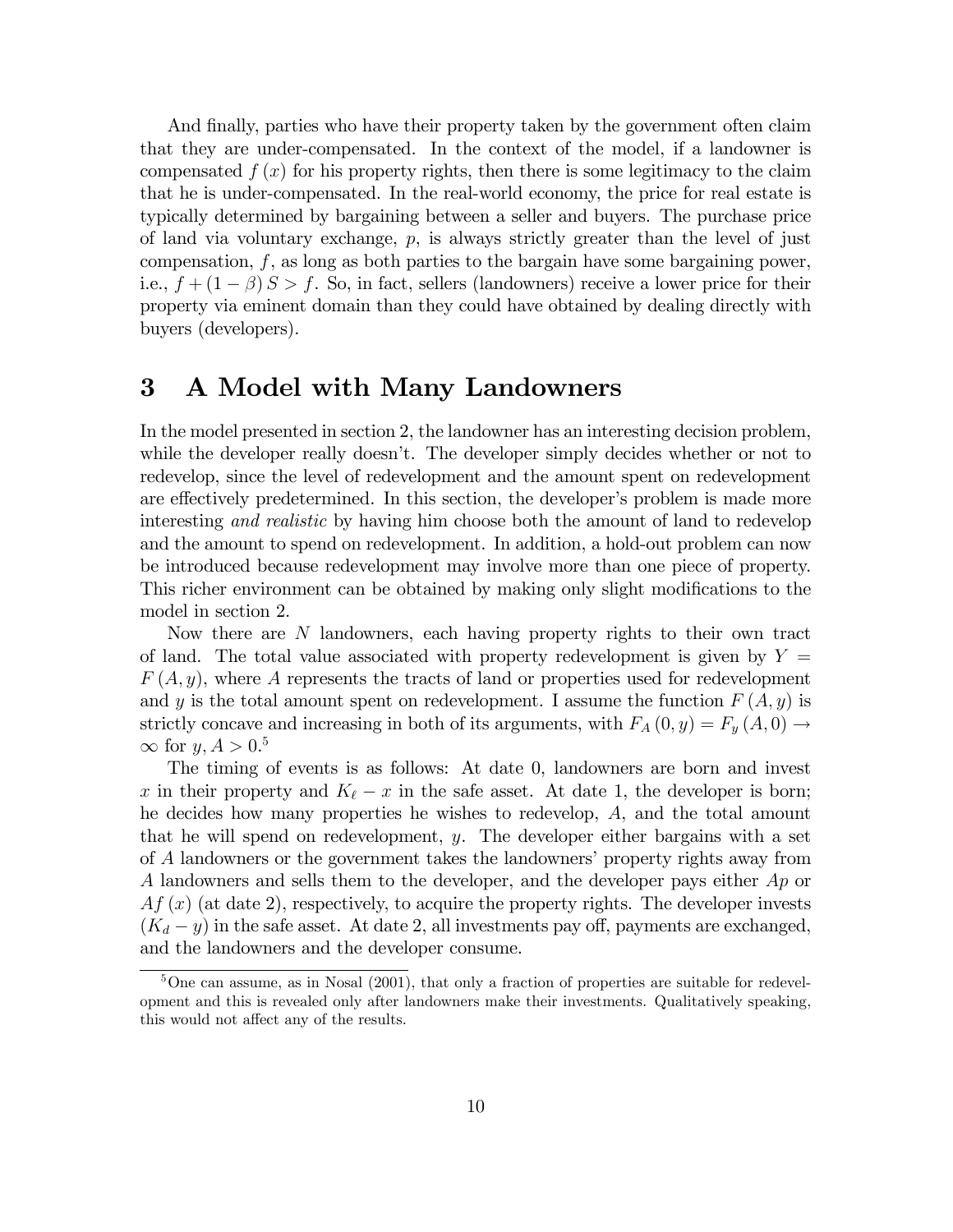And finally, parties who have their property taken by the government often claim that they are under-compensated. In the context of the model, if a landowner is compensated $f(x)$ for his property rights, then there is some legitimacy to the claim that he is under-compensated. In the real-world economy, the price for real estate is typically determined by bargaining between a seller and buyers. The purchase price of land via voluntary exchange, $p$, is always strictly greater than the level of just compensation, $f$, as long as both parties to the bargain have some bargaining power, i.e., $f + (1-\beta) S > f$. So, in fact, sellers (landowners) receive a lower price for their property via eminent domain than they could have obtained by dealing directly with buyers (developers).

# 3 A Model with Many Landowners

In the model presented in section 2, the landowner has an interesting decision problem, while the developer really doesn't. The developer simply decides whether or not to redevelop, since the level of redevelopment and the amount spent on redevelopment are effectively predetermined. In this section, the developer's problem is made more interesting *and realistic* by having him choose both the amount of land to redevelop and the amount to spend on redevelopment. In addition, a hold-out problem can now be introduced because redevelopment may involve more than one piece of property. This richer environment can be obtained by making only slight modifications to the model in section 2.

Now there are $N$ landowners, each having property rights to their own tract of land. The total value associated with property redevelopment is given by $Y = F(A, y)$, where $A$ represents the tracts of land or properties used for redevelopment and $y$ is the total amount spent on redevelopment. I assume the function $F(A, y)$ is strictly concave and increasing in both of its arguments, with $F_A(0, y) = F_y(A, 0) \to \infty$ for $y, A > 0$.[5]

The timing of events is as follows: At date 0, landowners are born and invest $x$ in their property and $K_\ell - x$ in the safe asset. At date 1, the developer is born; he decides how many properties he wishes to redevelop, $A$, and the total amount that he will spend on redevelopment, $y$. The developer either bargains with a set of $A$ landowners or the government takes the landowners' property rights away from $A$ landowners and sells them to the developer, and the developer pays either $Ap$ or $Af(x)$ (at date 2), respectively, to acquire the property rights. The developer invests $(K_d - y)$ in the safe asset. At date 2, all investments pay off, payments are exchanged, and the landowners and the developer consume.

[5] One can assume, as in Nosal (2001), that only a fraction of properties are suitable for redevelopment and this is revealed only after landowners make their investments. Qualitatively speaking, this would not affect any of the results.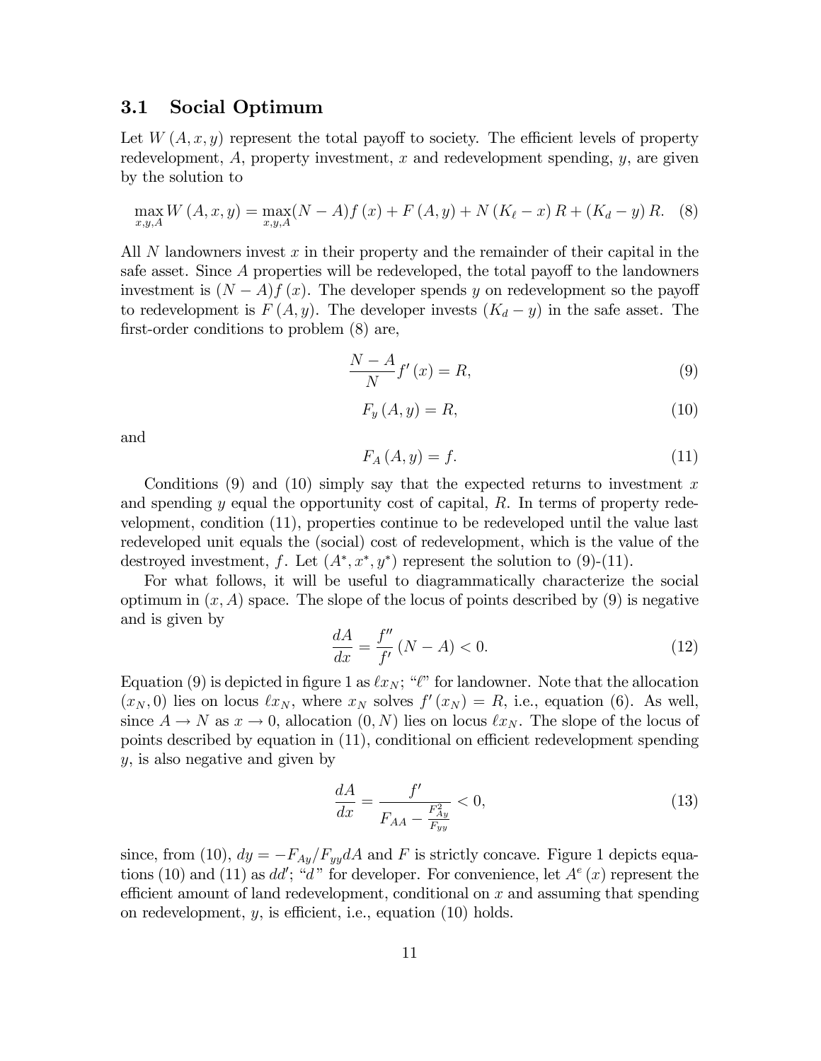### 3.1 Social Optimum

Let $W(A, x, y)$ represent the total payoff to society. The efficient levels of property redevelopment, $A$, property investment, $x$ and redevelopment spending, $y$, are given by the solution to

$$\max_{x,y,A} W(A, x, y) = \max_{x,y,A} (N - A) f(x) + F(A, y) + N(K_\ell - x) R + (K_d - y) R. \quad (8)$$

All $N$ landowners invest $x$ in their property and the remainder of their capital in the safe asset. Since $A$ properties will be redeveloped, the total payoff to the landowners investment is $(N - A) f(x)$. The developer spends $y$ on redevelopment so the payoff to redevelopment is $F(A, y)$. The developer invests $(K_d - y)$ in the safe asset. The first-order conditions to problem (8) are,

$$\frac{N - A}{N} f'(x) = R, \quad (9)$$

$$F_y(A, y) = R, \quad (10)$$

and

$$F_A(A, y) = f. \quad (11)$$

Conditions (9) and (10) simply say that the expected returns to investment $x$ and spending $y$ equal the opportunity cost of capital, $R$. In terms of property redevelopment, condition (11), properties continue to be redeveloped until the value last redeveloped unit equals the (social) cost of redevelopment, which is the value of the destroyed investment, $f$. Let $(A^*, x^*, y^*)$ represent the solution to (9)-(11).

For what follows, it will be useful to diagrammatically characterize the social optimum in $(x, A)$ space. The slope of the locus of points described by (9) is negative and is given by

$$\frac{dA}{dx} = \frac{f''}{f'}(N - A) < 0. \quad (12)$$

Equation (9) is depicted in figure 1 as $\ell x_N$; "$\ell$" for landowner. Note that the allocation $(x_N, 0)$ lies on locus $\ell x_N$, where $x_N$ solves $f'(x_N) = R$, i.e., equation (6). As well, since $A \to N$ as $x \to 0$, allocation $(0, N)$ lies on locus $\ell x_N$. The slope of the locus of points described by equation in (11), conditional on efficient redevelopment spending $y$, is also negative and given by

$$\frac{dA}{dx} = \frac{f'}{F_{AA} - \frac{F_{Ay}^2}{F_{yy}}} < 0, \quad (13)$$

since, from (10), $dy = -F_{Ay}/F_{yy} dA$ and $F$ is strictly concave. Figure 1 depicts equations (10) and (11) as $dd'$; "$d$" for developer. For convenience, let $A^e(x)$ represent the efficient amount of land redevelopment, conditional on $x$ and assuming that spending on redevelopment, $y$, is efficient, i.e., equation (10) holds.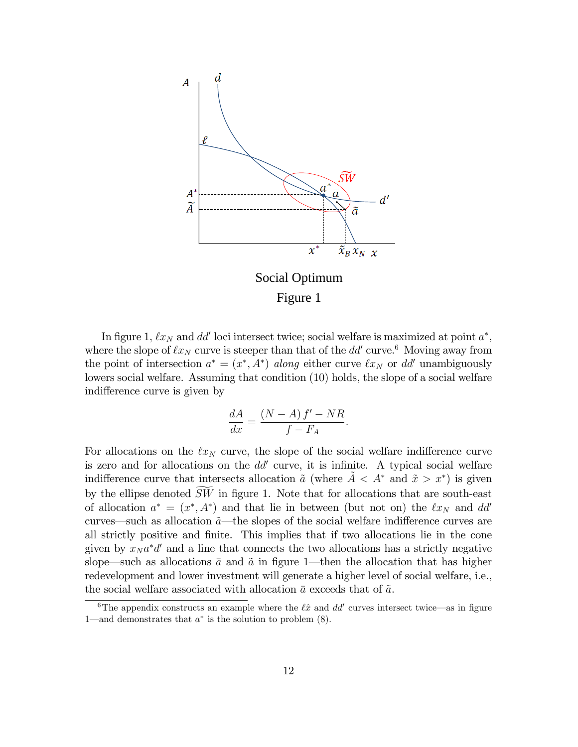Social Optimum

Figure 1

In figure 1, $\ell x_N$ and $dd'$ loci intersect twice; social welfare is maximized at point $a^*$, where the slope of $\ell x_N$ curve is steeper than that of the $dd'$ curve.[6] Moving away from the point of intersection $a^* = (x^*, A^*)$ *along* either curve $\ell x_N$ or $dd'$ unambiguously lowers social welfare. Assuming that condition (10) holds, the slope of a social welfare indifference curve is given by

$$\frac{dA}{dx} = \frac{(N - A)\, f' - NR}{f - F_A}.$$

For allocations on the $\ell x_N$ curve, the slope of the social welfare indifference curve is zero and for allocations on the $dd'$ curve, it is infinite. A typical social welfare indifference curve that intersects allocation $\tilde{a}$ (where $\tilde{A} < A^*$ and $\tilde{x} > x^*$) is given by the ellipse denoted $\widetilde{SW}$ in figure 1. Note that for allocations that are south-east of allocation $a^* = (x^*, A^*)$ and that lie in between (but not on) the $\ell x_N$ and $dd'$ curves—such as allocation $\tilde{a}$—the slopes of the social welfare indifference curves are all strictly positive and finite. This implies that if two allocations lie in the cone given by $x_N a^* d'$ and a line that connects the two allocations has a strictly negative slope—such as allocations $\bar{a}$ and $\tilde{a}$ in figure 1—then the allocation that has higher redevelopment and lower investment will generate a higher level of social welfare, i.e., the social welfare associated with allocation $\bar{a}$ exceeds that of $\tilde{a}$.

[6] The appendix constructs an example where the $\ell \hat{x}$ and $dd'$ curves intersect twice—as in figure 1—and demonstrates that $a^*$ is the solution to problem (8).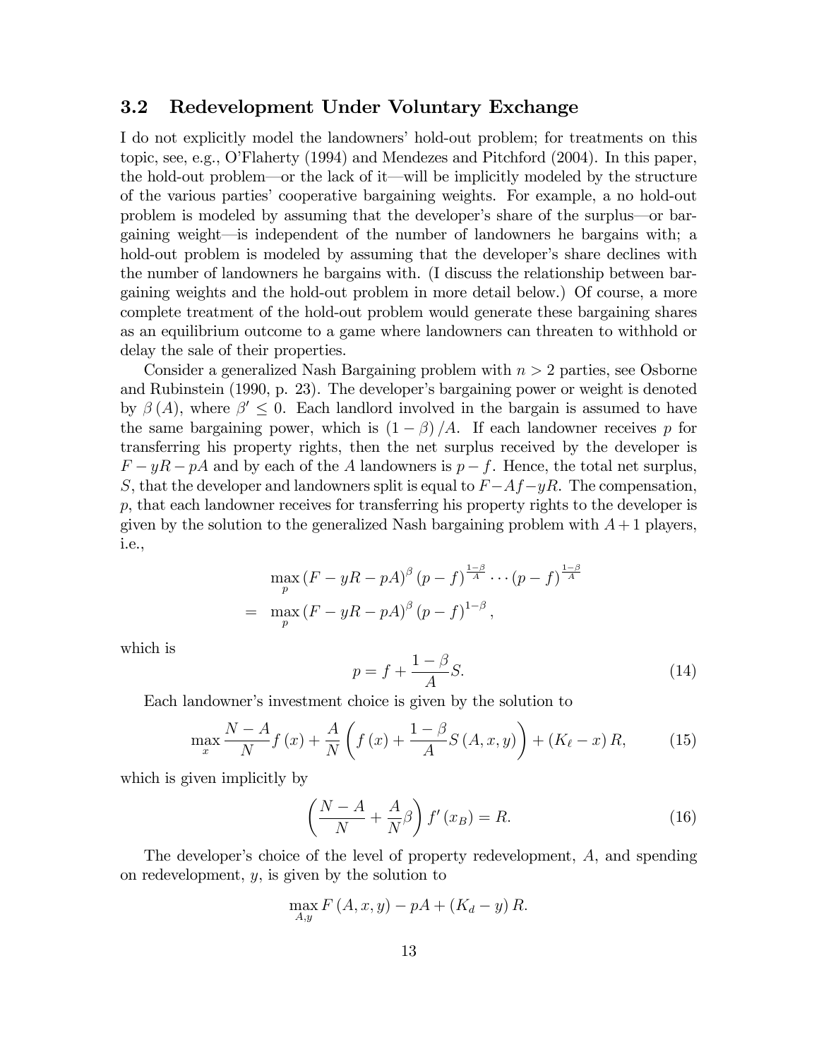### 3.2 Redevelopment Under Voluntary Exchange

I do not explicitly model the landowners' hold-out problem; for treatments on this topic, see, e.g., O'Flaherty (1994) and Mendezes and Pitchford (2004). In this paper, the hold-out problem—or the lack of it—will be implicitly modeled by the structure of the various parties' cooperative bargaining weights. For example, a no hold-out problem is modeled by assuming that the developer's share of the surplus—or bargaining weight—is independent of the number of landowners he bargains with; a hold-out problem is modeled by assuming that the developer's share declines with the number of landowners he bargains with. (I discuss the relationship between bargaining weights and the hold-out problem in more detail below.) Of course, a more complete treatment of the hold-out problem would generate these bargaining shares as an equilibrium outcome to a game where landowners can threaten to withhold or delay the sale of their properties.

Consider a generalized Nash Bargaining problem with $n > 2$ parties, see Osborne and Rubinstein (1990, p. 23). The developer's bargaining power or weight is denoted by $\beta(A)$, where $\beta' \leq 0$. Each landlord involved in the bargain is assumed to have the same bargaining power, which is $(1-\beta)/A$. If each landowner receives $p$ for transferring his property rights, then the net surplus received by the developer is $F - yR - pA$ and by each of the $A$ landowners is $p - f$. Hence, the total net surplus, $S$, that the developer and landowners split is equal to $F - Af - yR$. The compensation, $p$, that each landowner receives for transferring his property rights to the developer is given by the solution to the generalized Nash bargaining problem with $A+1$ players, i.e.,

$$
\begin{aligned}
& \max_{p} \left(F - yR - pA\right)^{\beta} \left(p - f\right)^{\frac{1-\beta}{A}} \cdots \left(p - f\right)^{\frac{1-\beta}{A}} \\
= \; & \max_{p} \left(F - yR - pA\right)^{\beta} \left(p - f\right)^{1-\beta},
\end{aligned}
$$

which is

$$
p = f + \frac{1-\beta}{A} S. \tag{14}
$$

Each landowner's investment choice is given by the solution to

$$
\max_{x} \frac{N-A}{N} f(x) + \frac{A}{N} \left( f(x) + \frac{1-\beta}{A} S(A, x, y) \right) + (K_{\ell} - x) R, \tag{15}
$$

which is given implicitly by

$$
\left( \frac{N-A}{N} + \frac{A}{N} \beta \right) f'(x_B) = R. \tag{16}
$$

The developer's choice of the level of property redevelopment, $A$, and spending on redevelopment, $y$, is given by the solution to

$$
\max_{A,y} F(A, x, y) - pA + (K_d - y) R.
$$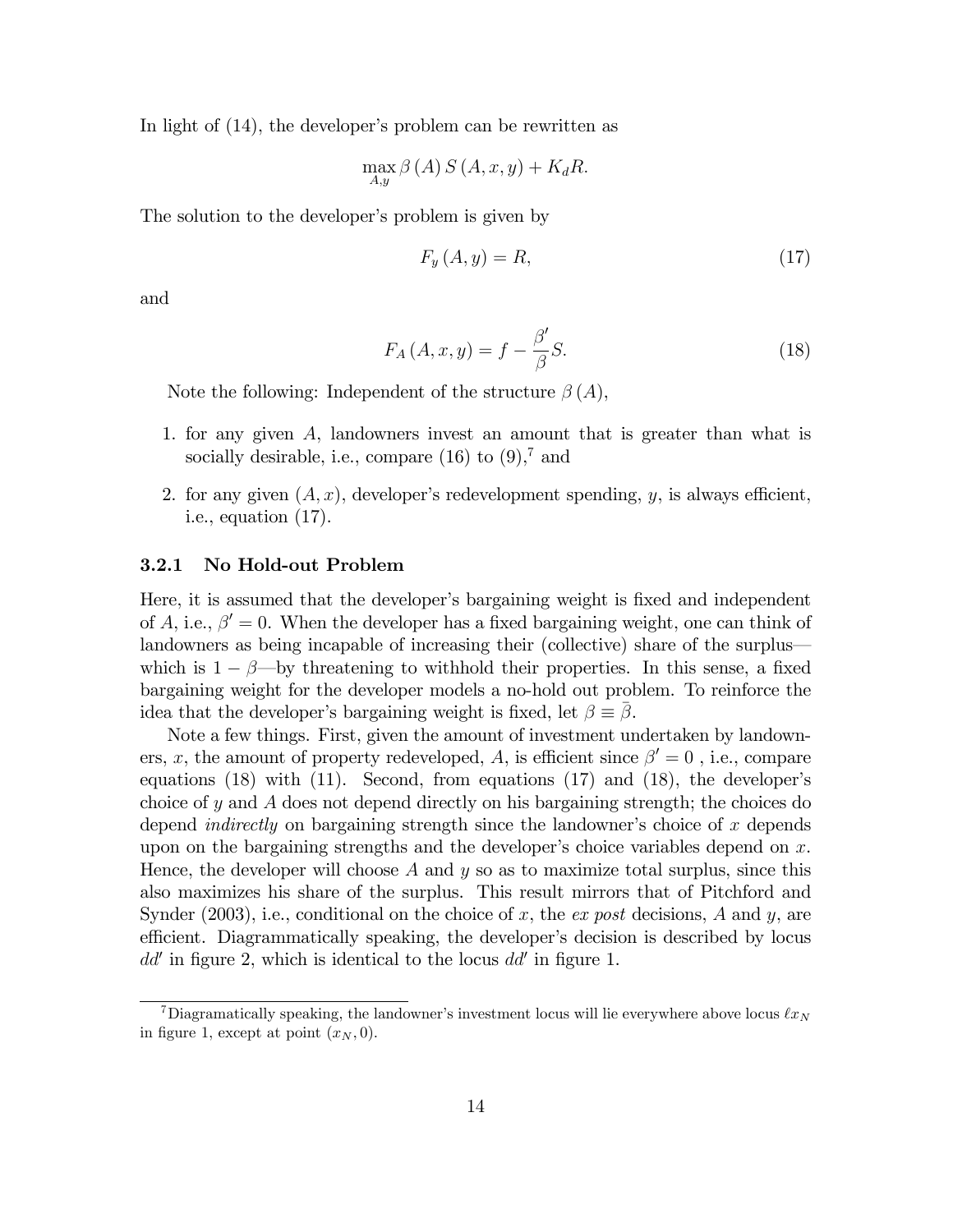In light of (14), the developer's problem can be rewritten as

$$\max_{A,y} \beta(A) S(A, x, y) + K_d R.$$

The solution to the developer's problem is given by

$$F_y(A, y) = R, \tag{17}$$

and

$$F_A(A, x, y) = f - \frac{\beta'}{\beta} S. \tag{18}$$

Note the following: Independent of the structure $\beta(A)$,

1. for any given $A$, landowners invest an amount that is greater than what is socially desirable, i.e., compare (16) to (9),[7] and
2. for any given $(A, x)$, developer's redevelopment spending, $y$, is always efficient, i.e., equation (17).

### 3.2.1 No Hold-out Problem

Here, it is assumed that the developer's bargaining weight is fixed and independent of $A$, i.e., $\beta' = 0$. When the developer has a fixed bargaining weight, one can think of landowners as being incapable of increasing their (collective) share of the surplus—which is $1 - \beta$—by threatening to withhold their properties. In this sense, a fixed bargaining weight for the developer models a no-hold out problem. To reinforce the idea that the developer's bargaining weight is fixed, let $\beta \equiv \bar{\beta}$.

Note a few things. First, given the amount of investment undertaken by landowners, $x$, the amount of property redeveloped, $A$, is efficient since $\beta' = 0$ , i.e., compare equations (18) with (11). Second, from equations (17) and (18), the developer's choice of $y$ and $A$ does not depend directly on his bargaining strength; the choices do depend *indirectly* on bargaining strength since the landowner's choice of $x$ depends upon on the bargaining strengths and the developer's choice variables depend on $x$. Hence, the developer will choose $A$ and $y$ so as to maximize total surplus, since this also maximizes his share of the surplus. This result mirrors that of Pitchford and Synder (2003), i.e., conditional on the choice of $x$, the *ex post* decisions, $A$ and $y$, are efficient. Diagrammatically speaking, the developer's decision is described by locus $dd'$ in figure 2, which is identical to the locus $dd'$ in figure 1.

[7] Diagramatically speaking, the landowner's investment locus will lie everywhere above locus $\ell x_N$ in figure 1, except at point $(x_N, 0)$.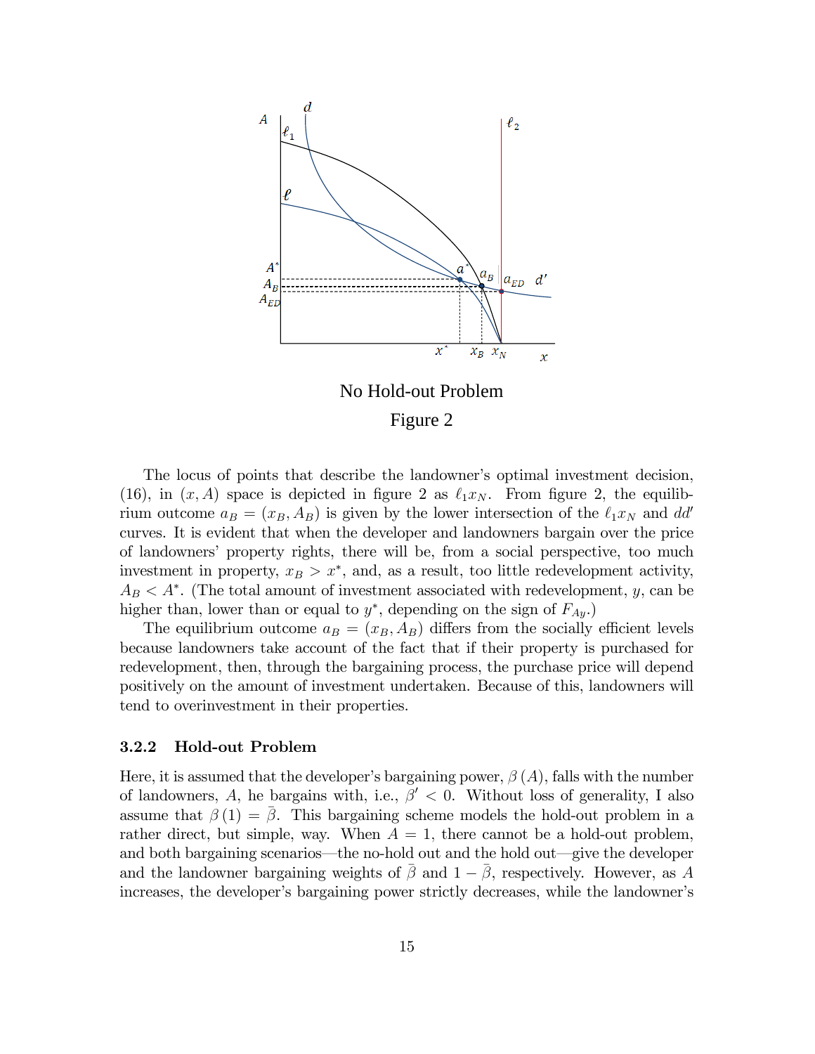No Hold-out Problem

Figure 2

The locus of points that describe the landowner's optimal investment decision, (16), in $(x, A)$ space is depicted in figure 2 as $\ell_1 x_N$. From figure 2, the equilibrium outcome $a_B = (x_B, A_B)$ is given by the lower intersection of the $\ell_1 x_N$ and $dd'$ curves. It is evident that when the developer and landowners bargain over the price of landowners' property rights, there will be, from a social perspective, too much investment in property, $x_B > x^*$, and, as a result, too little redevelopment activity, $A_B < A^*$. (The total amount of investment associated with redevelopment, $y$, can be higher than, lower than or equal to $y^*$, depending on the sign of $F_{Ay}$.)

The equilibrium outcome $a_B = (x_B, A_B)$ differs from the socially efficient levels because landowners take account of the fact that if their property is purchased for redevelopment, then, through the bargaining process, the purchase price will depend positively on the amount of investment undertaken. Because of this, landowners will tend to overinvestment in their properties.

### 3.2.2 Hold-out Problem

Here, it is assumed that the developer's bargaining power, $\beta(A)$, falls with the number of landowners, $A$, he bargains with, i.e., $\beta' < 0$. Without loss of generality, I also assume that $\beta(1) = \bar{\beta}$. This bargaining scheme models the hold-out problem in a rather direct, but simple, way. When $A = 1$, there cannot be a hold-out problem, and both bargaining scenarios—the no-hold out and the hold out—give the developer and the landowner bargaining weights of $\bar{\beta}$ and $1 - \bar{\beta}$, respectively. However, as $A$ increases, the developer's bargaining power strictly decreases, while the landowner's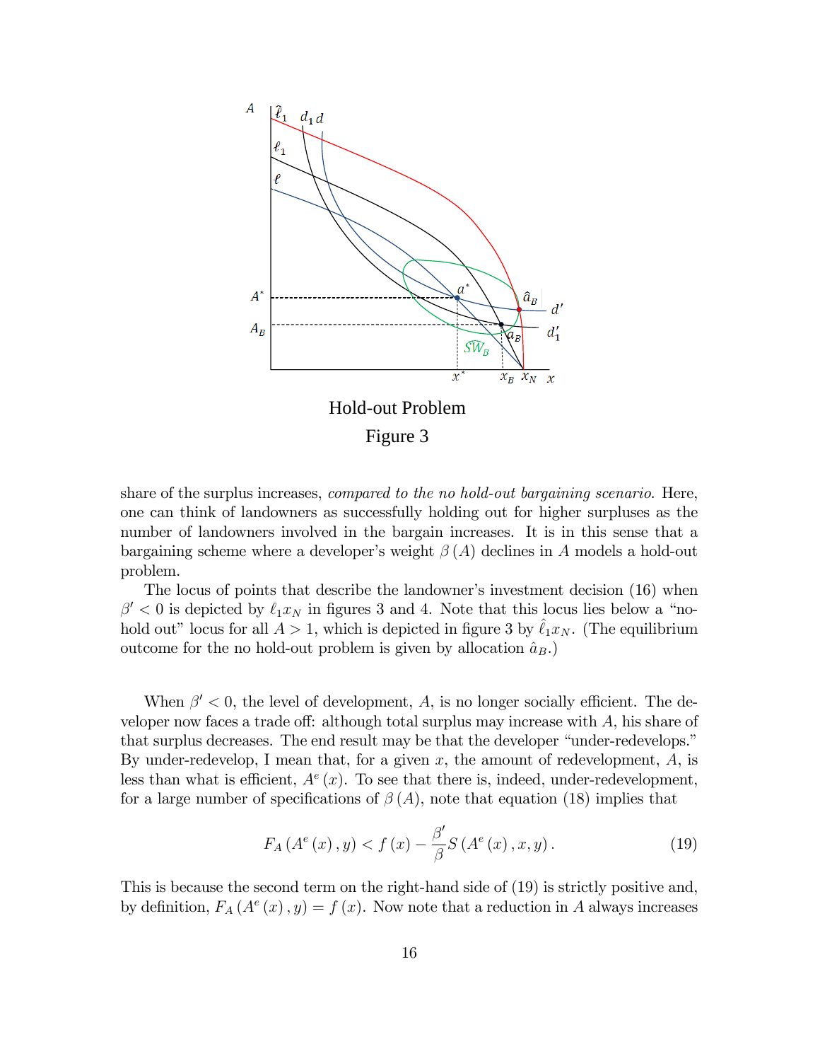Hold-out Problem

Figure 3

share of the surplus increases, *compared to the no hold-out bargaining scenario*. Here, one can think of landowners as successfully holding out for higher surpluses as the number of landowners involved in the bargain increases. It is in this sense that a bargaining scheme where a developer's weight $\beta(A)$ declines in $A$ models a hold-out problem.

The locus of points that describe the landowner's investment decision (16) when $\beta' < 0$ is depicted by $\ell_1 x_N$ in figures 3 and 4. Note that this locus lies below a "no-hold out" locus for all $A > 1$, which is depicted in figure 3 by $\hat{\ell}_1 x_N$. (The equilibrium outcome for the no hold-out problem is given by allocation $\hat{a}_B$.)

When $\beta' < 0$, the level of development, $A$, is no longer socially efficient. The developer now faces a trade off: although total surplus may increase with $A$, his share of that surplus decreases. The end result may be that the developer "under-redevelops." By under-redevelop, I mean that, for a given $x$, the amount of redevelopment, $A$, is less than what is efficient, $A^e(x)$. To see that there is, indeed, under-redevelopment, for a large number of specifications of $\beta(A)$, note that equation (18) implies that

$$F_A(A^e(x), y) < f(x) - \frac{\beta'}{\beta} S(A^e(x), x, y). \tag{19}$$

This is because the second term on the right-hand side of (19) is strictly positive and, by definition, $F_A(A^e(x), y) = f(x)$. Now note that a reduction in $A$ always increases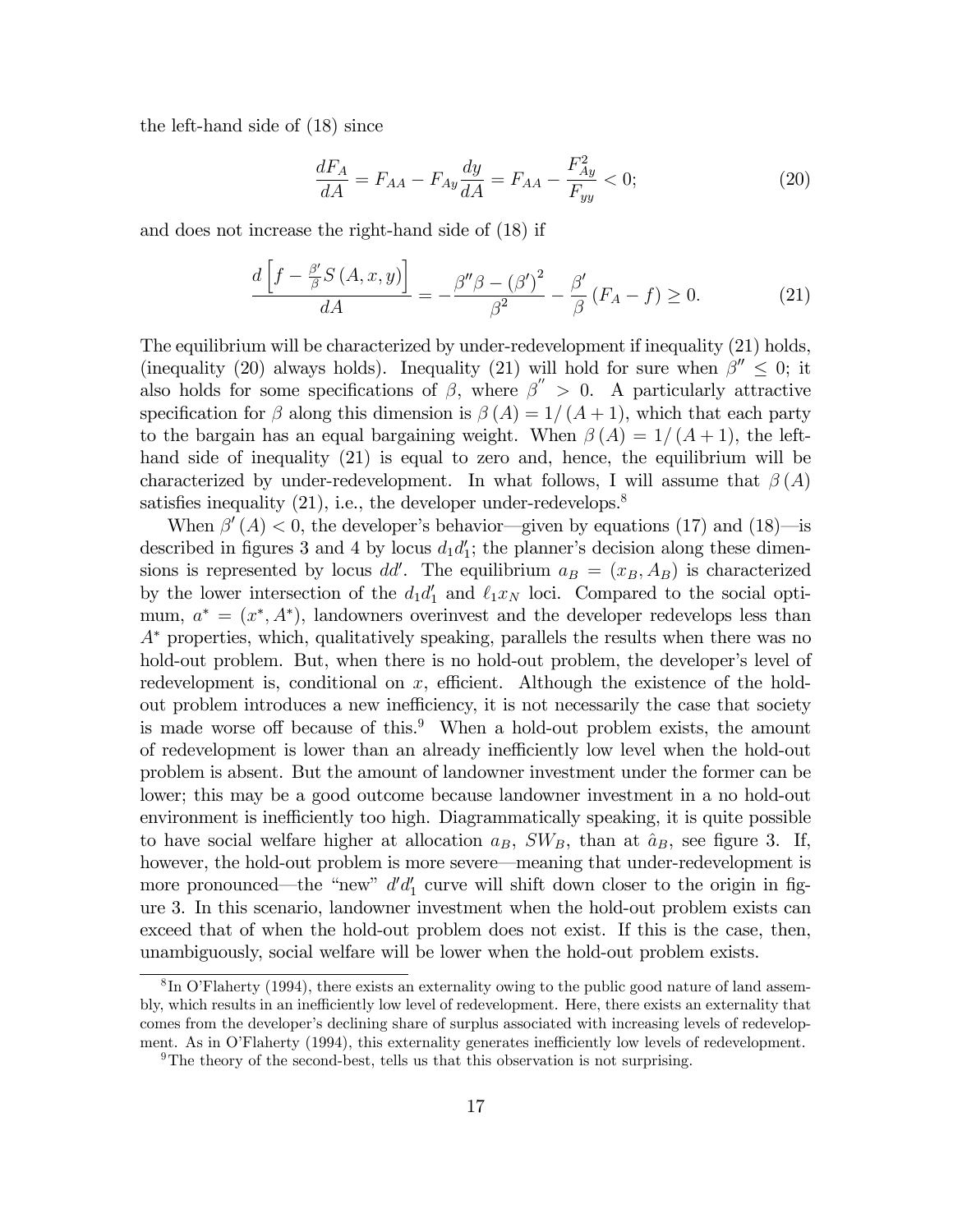the left-hand side of (18) since

$$\frac{dF_A}{dA} = F_{AA} - F_{Ay}\frac{dy}{dA} = F_{AA} - \frac{F_{Ay}^2}{F_{yy}} < 0; \tag{20}$$

and does not increase the right-hand side of (18) if

$$\frac{d\left[f - \frac{\beta'}{\beta}S(A,x,y)\right]}{dA} = -\frac{\beta''\beta - (\beta')^2}{\beta^2} - \frac{\beta'}{\beta}(F_A - f) \geq 0. \tag{21}$$

The equilibrium will be characterized by under-redevelopment if inequality (21) holds, (inequality (20) always holds). Inequality (21) will hold for sure when $\beta'' \leq 0$; it also holds for some specifications of $\beta$, where $\beta'' > 0$. A particularly attractive specification for $\beta$ along this dimension is $\beta(A) = 1/(A+1)$, which that each party to the bargain has an equal bargaining weight. When $\beta(A) = 1/(A+1)$, the left-hand side of inequality (21) is equal to zero and, hence, the equilibrium will be characterized by under-redevelopment. In what follows, I will assume that $\beta(A)$ satisfies inequality (21), i.e., the developer under-redevelops.[8]

When $\beta'(A) < 0$, the developer's behavior—given by equations (17) and (18)—is described in figures 3 and 4 by locus $d_1d_1'$; the planner's decision along these dimensions is represented by locus $dd'$. The equilibrium $a_B = (x_B, A_B)$ is characterized by the lower intersection of the $d_1d_1'$ and $\ell_1x_N$ loci. Compared to the social optimum, $a^* = (x^*, A^*)$, landowners overinvest and the developer redevelops less than $A^*$ properties, which, qualitatively speaking, parallels the results when there was no hold-out problem. But, when there is no hold-out problem, the developer's level of redevelopment is, conditional on $x$, efficient. Although the existence of the hold-out problem introduces a new inefficiency, it is not necessarily the case that society is made worse off because of this.[9] When a hold-out problem exists, the amount of redevelopment is lower than an already inefficiently low level when the hold-out problem is absent. But the amount of landowner investment under the former can be lower; this may be a good outcome because landowner investment in a no hold-out environment is inefficiently too high. Diagrammatically speaking, it is quite possible to have social welfare higher at allocation $a_B$, $SW_B$, than at $\hat{a}_B$, see figure 3. If, however, the hold-out problem is more severe—meaning that under-redevelopment is more pronounced—the "new" $d'd_1'$ curve will shift down closer to the origin in figure 3. In this scenario, landowner investment when the hold-out problem exists can exceed that of when the hold-out problem does not exist. If this is the case, then, unambiguously, social welfare will be lower when the hold-out problem exists.

---

[8] In O'Flaherty (1994), there exists an externality owing to the public good nature of land assembly, which results in an inefficiently low level of redevelopment. Here, there exists an externality that comes from the developer's declining share of surplus associated with increasing levels of redevelopment. As in O'Flaherty (1994), this externality generates inefficiently low levels of redevelopment.

[9] The theory of the second-best, tells us that this observation is not surprising.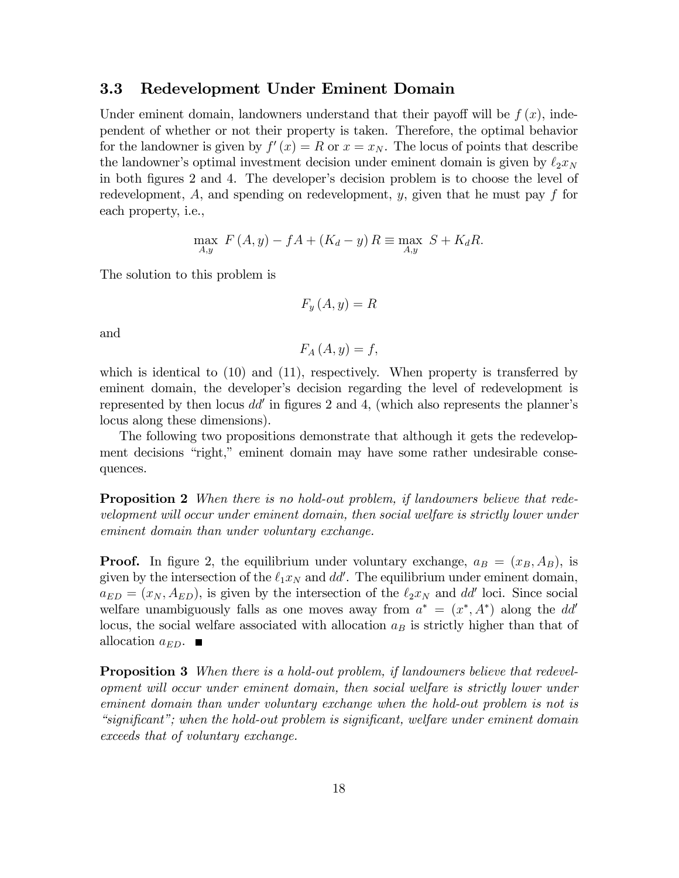### 3.3 Redevelopment Under Eminent Domain

Under eminent domain, landowners understand that their payoff will be $f(x)$, independent of whether or not their property is taken. Therefore, the optimal behavior for the landowner is given by $f'(x) = R$ or $x = x_N$. The locus of points that describe the landowner's optimal investment decision under eminent domain is given by $\ell_2 x_N$ in both figures 2 and 4. The developer's decision problem is to choose the level of redevelopment, $A$, and spending on redevelopment, $y$, given that he must pay $f$ for each property, i.e.,

$$\max_{A,y} \; F(A,y) - fA + (K_d - y)R \equiv \max_{A,y} \; S + K_d R.$$

The solution to this problem is

$$F_y(A,y) = R$$

and

$$F_A(A,y) = f,$$

which is identical to (10) and (11), respectively. When property is transferred by eminent domain, the developer's decision regarding the level of redevelopment is represented by then locus $dd'$ in figures 2 and 4, (which also represents the planner's locus along these dimensions).

The following two propositions demonstrate that although it gets the redevelopment decisions "right," eminent domain may have some rather undesirable consequences.

**Proposition 2** *When there is no hold-out problem, if landowners believe that redevelopment will occur under eminent domain, then social welfare is strictly lower under eminent domain than under voluntary exchange.*

**Proof.** In figure 2, the equilibrium under voluntary exchange, $a_B = (x_B, A_B)$, is given by the intersection of the $\ell_1 x_N$ and $dd'$. The equilibrium under eminent domain, $a_{ED} = (x_N, A_{ED})$, is given by the intersection of the $\ell_2 x_N$ and $dd'$ loci. Since social welfare unambiguously falls as one moves away from $a^* = (x^*, A^*)$ along the $dd'$ locus, the social welfare associated with allocation $a_B$ is strictly higher than that of allocation $a_{ED}$. ■

**Proposition 3** *When there is a hold-out problem, if landowners believe that redevelopment will occur under eminent domain, then social welfare is strictly lower under eminent domain than under voluntary exchange when the hold-out problem is not is "significant"; when the hold-out problem is significant, welfare under eminent domain exceeds that of voluntary exchange.*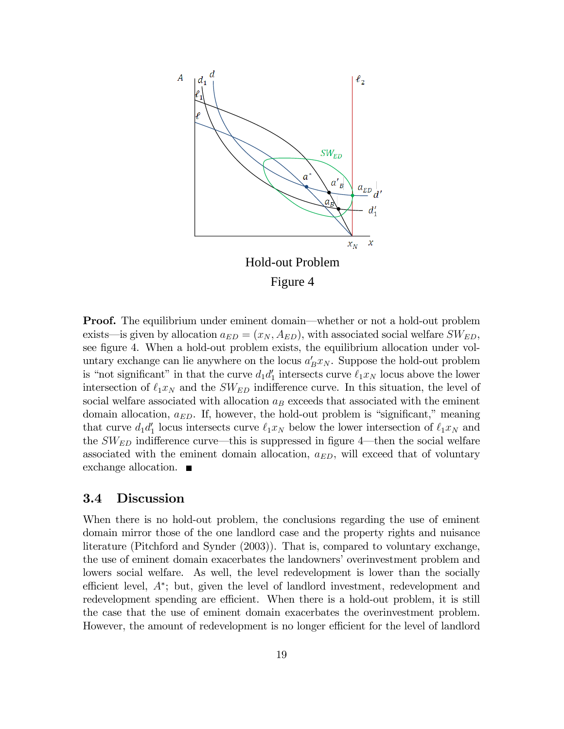Hold-out Problem

Figure 4

**Proof.** The equilibrium under eminent domain—whether or not a hold-out problem exists—is given by allocation $a_{ED} = (x_N, A_{ED})$, with associated social welfare $SW_{ED}$, see figure 4. When a hold-out problem exists, the equilibrium allocation under voluntary exchange can lie anywhere on the locus $a'_B x_N$. Suppose the hold-out problem is "not significant" in that the curve $d_1 d'_1$ intersects curve $\ell_1 x_N$ locus above the lower intersection of $\ell_1 x_N$ and the $SW_{ED}$ indifference curve. In this situation, the level of social welfare associated with allocation $a_B$ exceeds that associated with the eminent domain allocation, $a_{ED}$. If, however, the hold-out problem is "significant," meaning that curve $d_1 d'_1$ locus intersects curve $\ell_1 x_N$ below the lower intersection of $\ell_1 x_N$ and the $SW_{ED}$ indifference curve—this is suppressed in figure 4—then the social welfare associated with the eminent domain allocation, $a_{ED}$, will exceed that of voluntary exchange allocation. ■

## 3.4 Discussion

When there is no hold-out problem, the conclusions regarding the use of eminent domain mirror those of the one landlord case and the property rights and nuisance literature (Pitchford and Synder (2003)). That is, compared to voluntary exchange, the use of eminent domain exacerbates the landowners' overinvestment problem and lowers social welfare. As well, the level redevelopment is lower than the socially efficient level, $A^*$; but, given the level of landlord investment, redevelopment and redevelopment spending are efficient. When there is a hold-out problem, it is still the case that the use of eminent domain exacerbates the overinvestment problem. However, the amount of redevelopment is no longer efficient for the level of landlord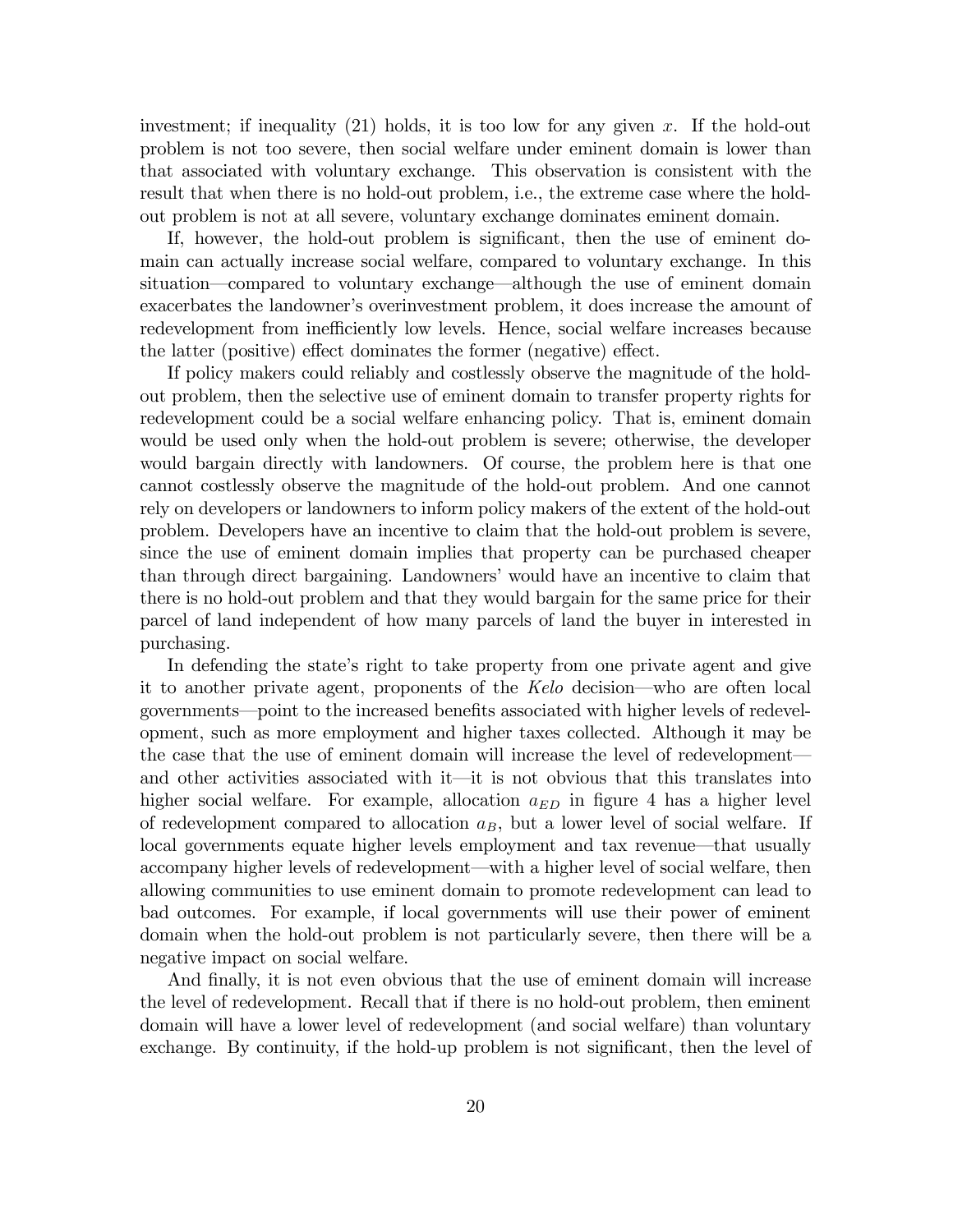investment; if inequality (21) holds, it is too low for any given $x$. If the hold-out problem is not too severe, then social welfare under eminent domain is lower than that associated with voluntary exchange. This observation is consistent with the result that when there is no hold-out problem, i.e., the extreme case where the hold-out problem is not at all severe, voluntary exchange dominates eminent domain.

If, however, the hold-out problem is significant, then the use of eminent domain can actually increase social welfare, compared to voluntary exchange. In this situation—compared to voluntary exchange—although the use of eminent domain exacerbates the landowner's overinvestment problem, it does increase the amount of redevelopment from inefficiently low levels. Hence, social welfare increases because the latter (positive) effect dominates the former (negative) effect.

If policy makers could reliably and costlessly observe the magnitude of the hold-out problem, then the selective use of eminent domain to transfer property rights for redevelopment could be a social welfare enhancing policy. That is, eminent domain would be used only when the hold-out problem is severe; otherwise, the developer would bargain directly with landowners. Of course, the problem here is that one cannot costlessly observe the magnitude of the hold-out problem. And one cannot rely on developers or landowners to inform policy makers of the extent of the hold-out problem. Developers have an incentive to claim that the hold-out problem is severe, since the use of eminent domain implies that property can be purchased cheaper than through direct bargaining. Landowners' would have an incentive to claim that there is no hold-out problem and that they would bargain for the same price for their parcel of land independent of how many parcels of land the buyer in interested in purchasing.

In defending the state's right to take property from one private agent and give it to another private agent, proponents of the *Kelo* decision—who are often local governments—point to the increased benefits associated with higher levels of redevelopment, such as more employment and higher taxes collected. Although it may be the case that the use of eminent domain will increase the level of redevelopment—and other activities associated with it—it is not obvious that this translates into higher social welfare. For example, allocation $a_{ED}$ in figure 4 has a higher level of redevelopment compared to allocation $a_B$, but a lower level of social welfare. If local governments equate higher levels employment and tax revenue—that usually accompany higher levels of redevelopment—with a higher level of social welfare, then allowing communities to use eminent domain to promote redevelopment can lead to bad outcomes. For example, if local governments will use their power of eminent domain when the hold-out problem is not particularly severe, then there will be a negative impact on social welfare.

And finally, it is not even obvious that the use of eminent domain will increase the level of redevelopment. Recall that if there is no hold-out problem, then eminent domain will have a lower level of redevelopment (and social welfare) than voluntary exchange. By continuity, if the hold-up problem is not significant, then the level of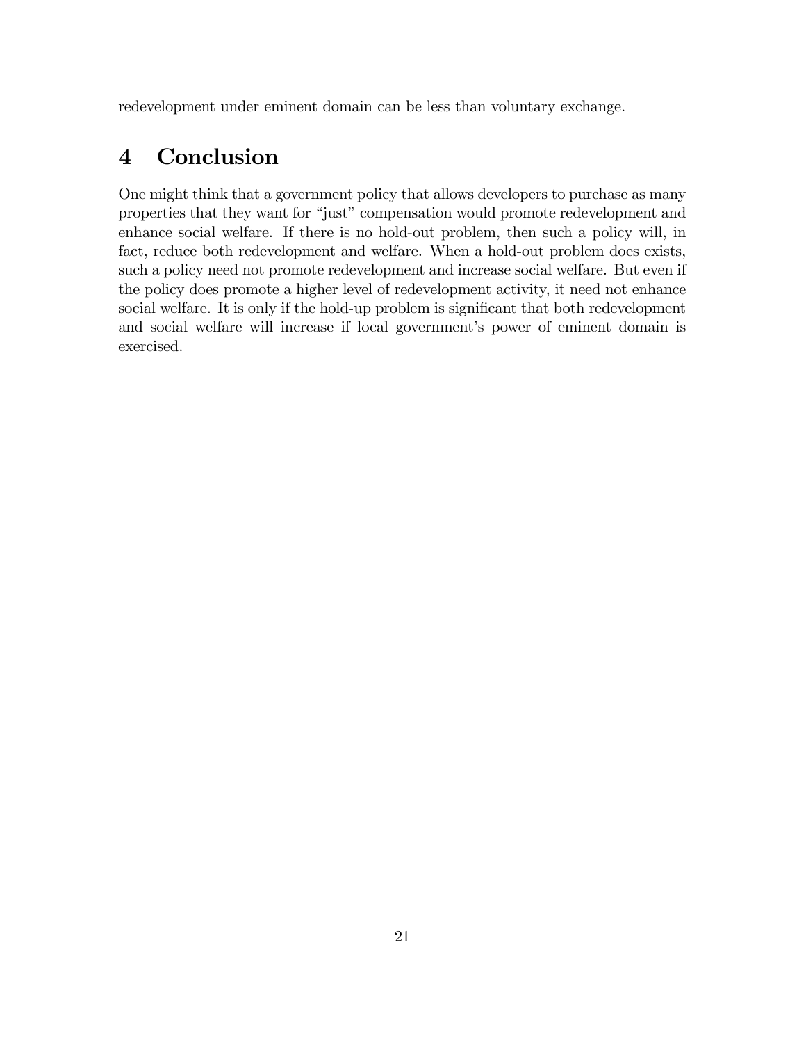redevelopment under eminent domain can be less than voluntary exchange.

# 4 Conclusion

One might think that a government policy that allows developers to purchase as many properties that they want for "just" compensation would promote redevelopment and enhance social welfare. If there is no hold-out problem, then such a policy will, in fact, reduce both redevelopment and welfare. When a hold-out problem does exists, such a policy need not promote redevelopment and increase social welfare. But even if the policy does promote a higher level of redevelopment activity, it need not enhance social welfare. It is only if the hold-up problem is significant that both redevelopment and social welfare will increase if local government's power of eminent domain is exercised.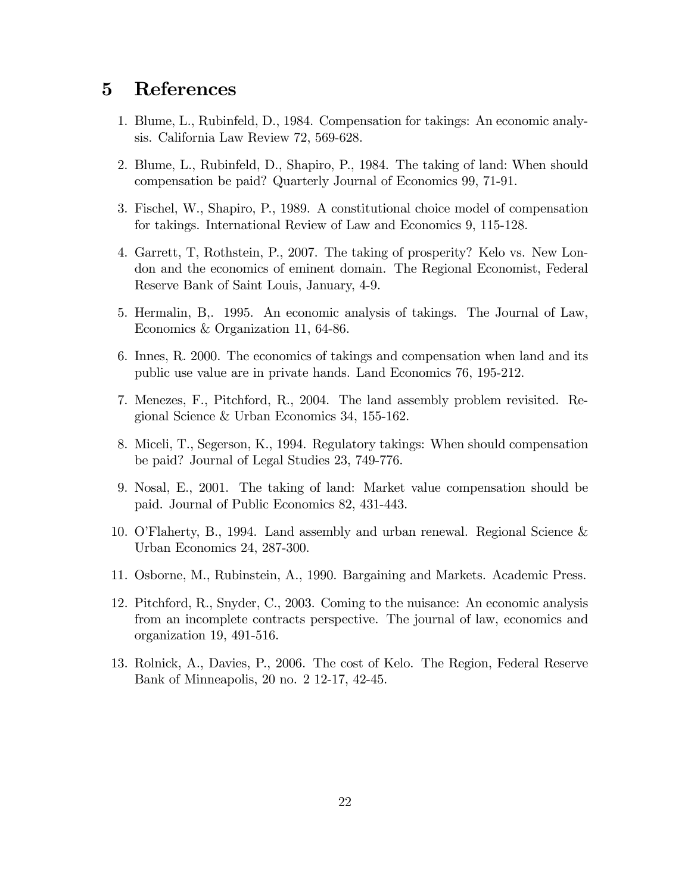# 5 References

1. Blume, L., Rubinfeld, D., 1984. Compensation for takings: An economic analysis. California Law Review 72, 569-628.

2. Blume, L., Rubinfeld, D., Shapiro, P., 1984. The taking of land: When should compensation be paid? Quarterly Journal of Economics 99, 71-91.

3. Fischel, W., Shapiro, P., 1989. A constitutional choice model of compensation for takings. International Review of Law and Economics 9, 115-128.

4. Garrett, T, Rothstein, P., 2007. The taking of prosperity? Kelo vs. New London and the economics of eminent domain. The Regional Economist, Federal Reserve Bank of Saint Louis, January, 4-9.

5. Hermalin, B,. 1995. An economic analysis of takings. The Journal of Law, Economics & Organization 11, 64-86.

6. Innes, R. 2000. The economics of takings and compensation when land and its public use value are in private hands. Land Economics 76, 195-212.

7. Menezes, F., Pitchford, R., 2004. The land assembly problem revisited. Regional Science & Urban Economics 34, 155-162.

8. Miceli, T., Segerson, K., 1994. Regulatory takings: When should compensation be paid? Journal of Legal Studies 23, 749-776.

9. Nosal, E., 2001. The taking of land: Market value compensation should be paid. Journal of Public Economics 82, 431-443.

10. O'Flaherty, B., 1994. Land assembly and urban renewal. Regional Science & Urban Economics 24, 287-300.

11. Osborne, M., Rubinstein, A., 1990. Bargaining and Markets. Academic Press.

12. Pitchford, R., Snyder, C., 2003. Coming to the nuisance: An economic analysis from an incomplete contracts perspective. The journal of law, economics and organization 19, 491-516.

13. Rolnick, A., Davies, P., 2006. The cost of Kelo. The Region, Federal Reserve Bank of Minneapolis, 20 no. 2 12-17, 42-45.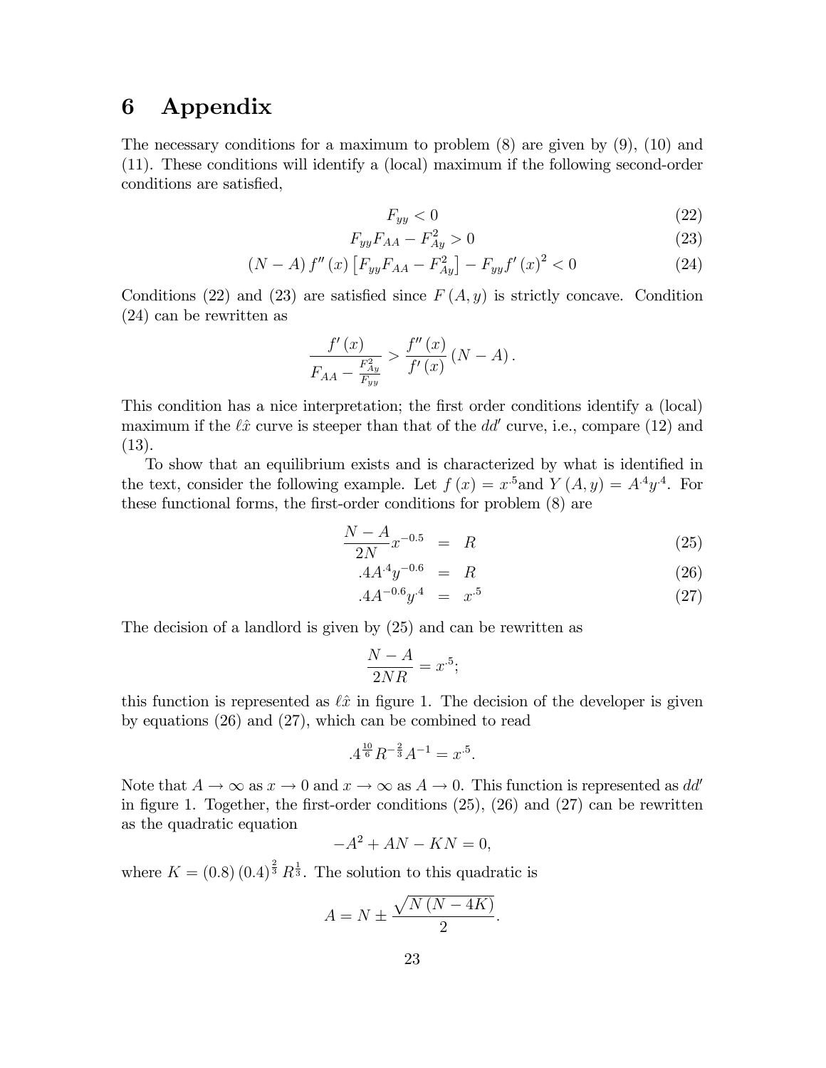# 6 Appendix

The necessary conditions for a maximum to problem (8) are given by (9), (10) and (11). These conditions will identify a (local) maximum if the following second-order conditions are satisfied,

$$F_{yy} < 0 \tag{22}$$

$$F_{yy}F_{AA} - F_{Ay}^2 > 0 \tag{23}$$

$$(N - A) f''(x) \left[F_{yy}F_{AA} - F_{Ay}^2\right] - F_{yy}f'(x)^2 < 0 \tag{24}$$

Conditions (22) and (23) are satisfied since $F(A, y)$ is strictly concave. Condition (24) can be rewritten as

$$\frac{f'(x)}{F_{AA} - \frac{F_{Ay}^2}{F_{yy}}} > \frac{f''(x)}{f'(x)}(N - A).$$

This condition has a nice interpretation; the first order conditions identify a (local) maximum if the $\ell\hat{x}$ curve is steeper than that of the $dd'$ curve, i.e., compare (12) and (13).

To show that an equilibrium exists and is characterized by what is identified in the text, consider the following example. Let $f(x) = x^{.5}$and $Y(A, y) = A^{.4}y^{.4}$. For these functional forms, the first-order conditions for problem (8) are

$$\frac{N - A}{2N}x^{-0.5} = R \tag{25}$$

$$.4A^{.4}y^{-0.6} = R \tag{26}$$

$$.4A^{-0.6}y^{.4} = x^{.5} \tag{27}$$

The decision of a landlord is given by (25) and can be rewritten as

$$\frac{N - A}{2NR} = x^{.5};$$

this function is represented as $\ell\hat{x}$ in figure 1. The decision of the developer is given by equations (26) and (27), which can be combined to read

$$.4^{\frac{10}{6}}R^{-\frac{2}{3}}A^{-1} = x^{.5}.$$

Note that $A \to \infty$ as $x \to 0$ and $x \to \infty$ as $A \to 0$. This function is represented as $dd'$ in figure 1. Together, the first-order conditions (25), (26) and (27) can be rewritten as the quadratic equation

$$-A^2 + AN - KN = 0,$$

where $K = (0.8)(0.4)^{\frac{2}{3}}R^{\frac{1}{3}}$. The solution to this quadratic is

$$A = N \pm \frac{\sqrt{N(N - 4K)}}{2}.$$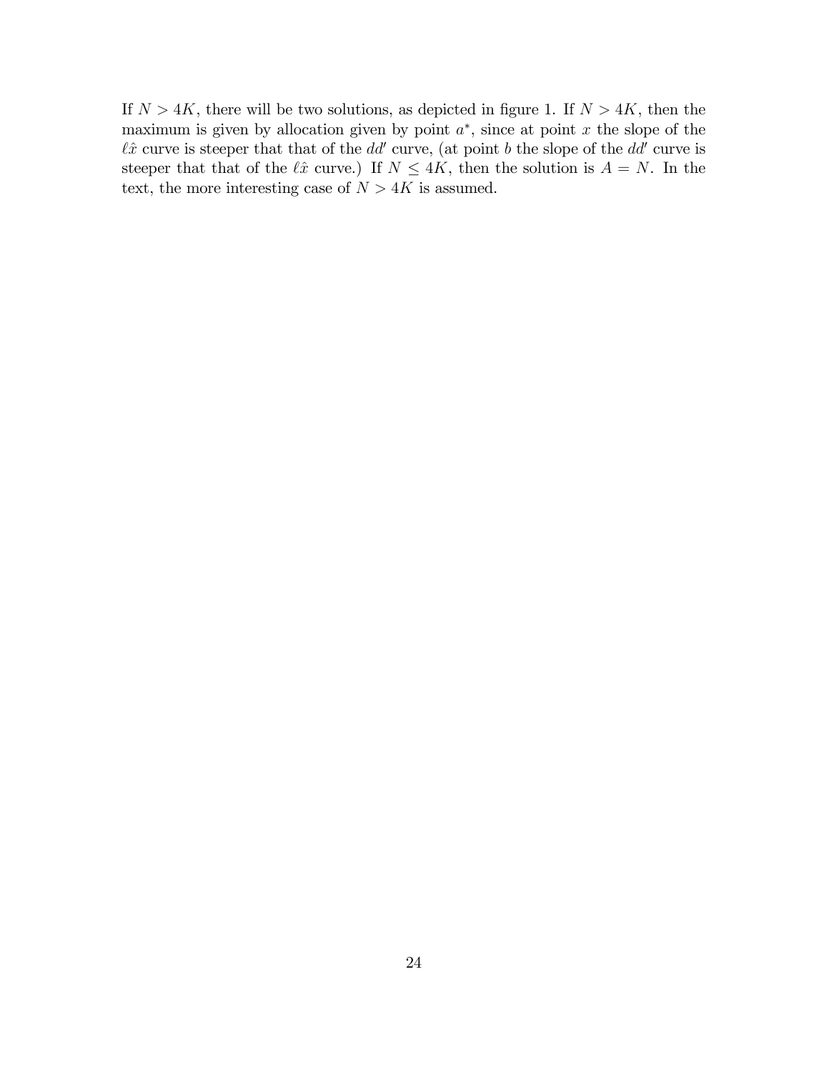If $N > 4K$, there will be two solutions, as depicted in figure 1. If $N > 4K$, then the maximum is given by allocation given by point $a^*$, since at point $x$ the slope of the $\ell\hat{x}$ curve is steeper that that of the $dd'$ curve, (at point $b$ the slope of the $dd'$ curve is steeper that that of the $\ell\hat{x}$ curve.) If $N \leq 4K$, then the solution is $A = N$. In the text, the more interesting case of $N > 4K$ is assumed.